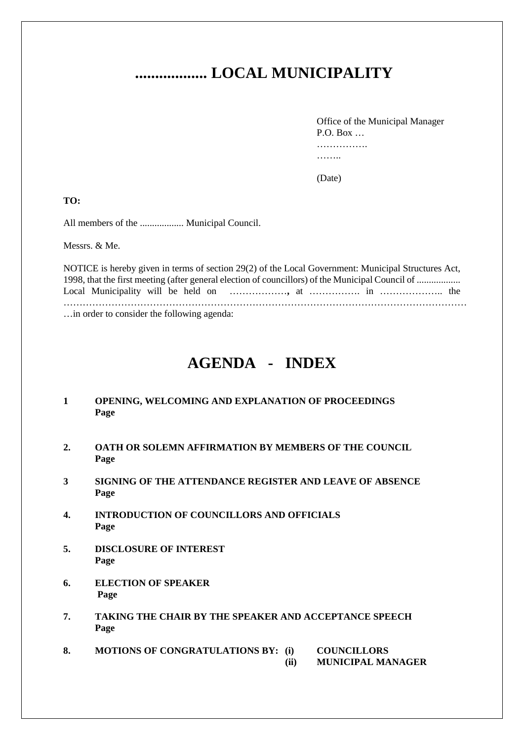# .................. LOCAL MUNICIPALITY

Office of the Municipal Manager
P.O. Box …
…………….
……..

(Date)

**TO:**

All members of the .................. Municipal Council.

Messrs. & Me.

NOTICE is hereby given in terms of section 29(2) of the Local Government: Municipal Structures Act, 1998, that the first meeting (after general election of councillors) of the Municipal Council of .................. Local Municipality will be held on ………………**,** at ……………. in ……………….. the ……………………………………………………………………………………………………………… …in order to consider the following agenda:

# AGENDA - INDEX

**1 OPENING, WELCOMING AND EXPLANATION OF PROCEEDINGS**
**Page**

**2. OATH OR SOLEMN AFFIRMATION BY MEMBERS OF THE COUNCIL**
**Page**

**3 SIGNING OF THE ATTENDANCE REGISTER AND LEAVE OF ABSENCE**
**Page**

**4. INTRODUCTION OF COUNCILLORS AND OFFICIALS**
**Page**

**5. DISCLOSURE OF INTEREST**
**Page**

**6. ELECTION OF SPEAKER**
**Page**

**7. TAKING THE CHAIR BY THE SPEAKER AND ACCEPTANCE SPEECH**
**Page**

**8. MOTIONS OF CONGRATULATIONS BY: (i) COUNCILLORS**
**(ii) MUNICIPAL MANAGER**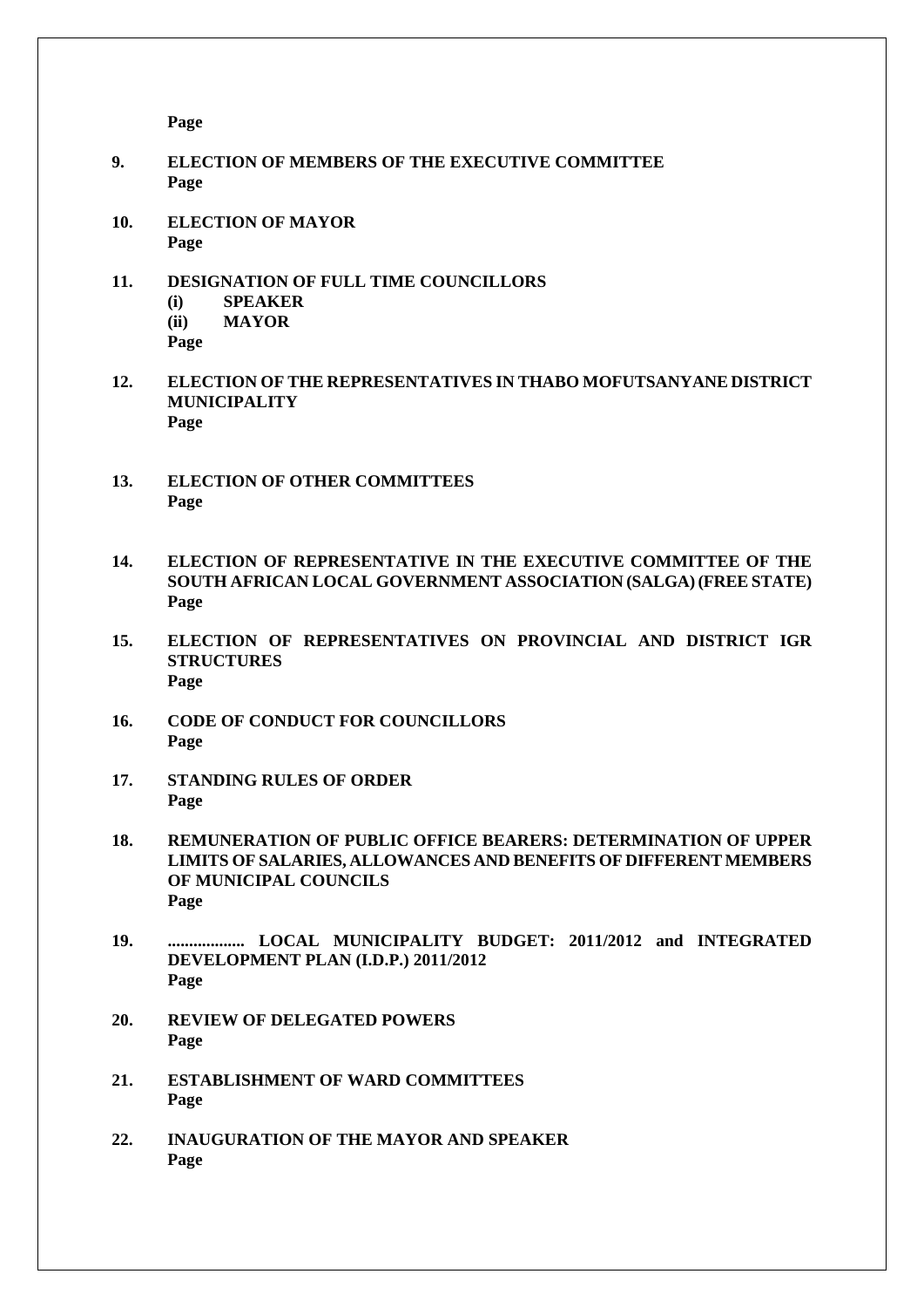**Page**

**9. ELECTION OF MEMBERS OF THE EXECUTIVE COMMITTEE**
**Page**

**10. ELECTION OF MAYOR**
**Page**

**11. DESIGNATION OF FULL TIME COUNCILLORS**
**(i) SPEAKER**
**(ii) MAYOR**
**Page**

**12. ELECTION OF THE REPRESENTATIVES IN THABO MOFUTSANYANE DISTRICT MUNICIPALITY**
**Page**

**13. ELECTION OF OTHER COMMITTEES**
**Page**

**14. ELECTION OF REPRESENTATIVE IN THE EXECUTIVE COMMITTEE OF THE SOUTH AFRICAN LOCAL GOVERNMENT ASSOCIATION (SALGA) (FREE STATE)**
**Page**

**15. ELECTION OF REPRESENTATIVES ON PROVINCIAL AND DISTRICT IGR STRUCTURES**
**Page**

**16. CODE OF CONDUCT FOR COUNCILLORS**
**Page**

**17. STANDING RULES OF ORDER**
**Page**

**18. REMUNERATION OF PUBLIC OFFICE BEARERS: DETERMINATION OF UPPER LIMITS OF SALARIES, ALLOWANCES AND BENEFITS OF DIFFERENT MEMBERS OF MUNICIPAL COUNCILS**
**Page**

**19. .................. LOCAL MUNICIPALITY BUDGET: 2011/2012 and INTEGRATED DEVELOPMENT PLAN (I.D.P.) 2011/2012**
**Page**

**20. REVIEW OF DELEGATED POWERS**
**Page**

**21. ESTABLISHMENT OF WARD COMMITTEES**
**Page**

**22. INAUGURATION OF THE MAYOR AND SPEAKER**
**Page**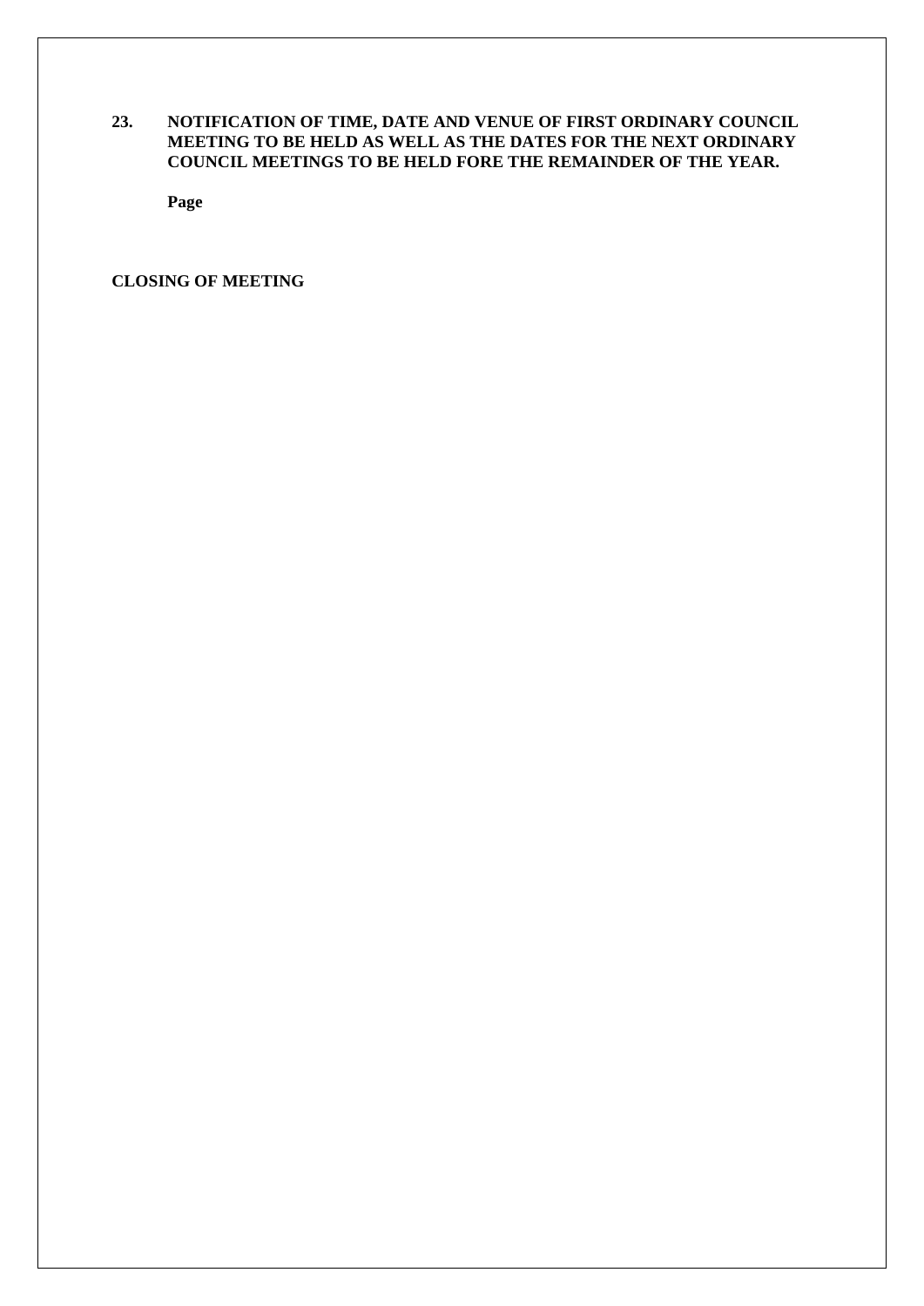**23. NOTIFICATION OF TIME, DATE AND VENUE OF FIRST ORDINARY COUNCIL MEETING TO BE HELD AS WELL AS THE DATES FOR THE NEXT ORDINARY COUNCIL MEETINGS TO BE HELD FORE THE REMAINDER OF THE YEAR.**

**Page**

**CLOSING OF MEETING**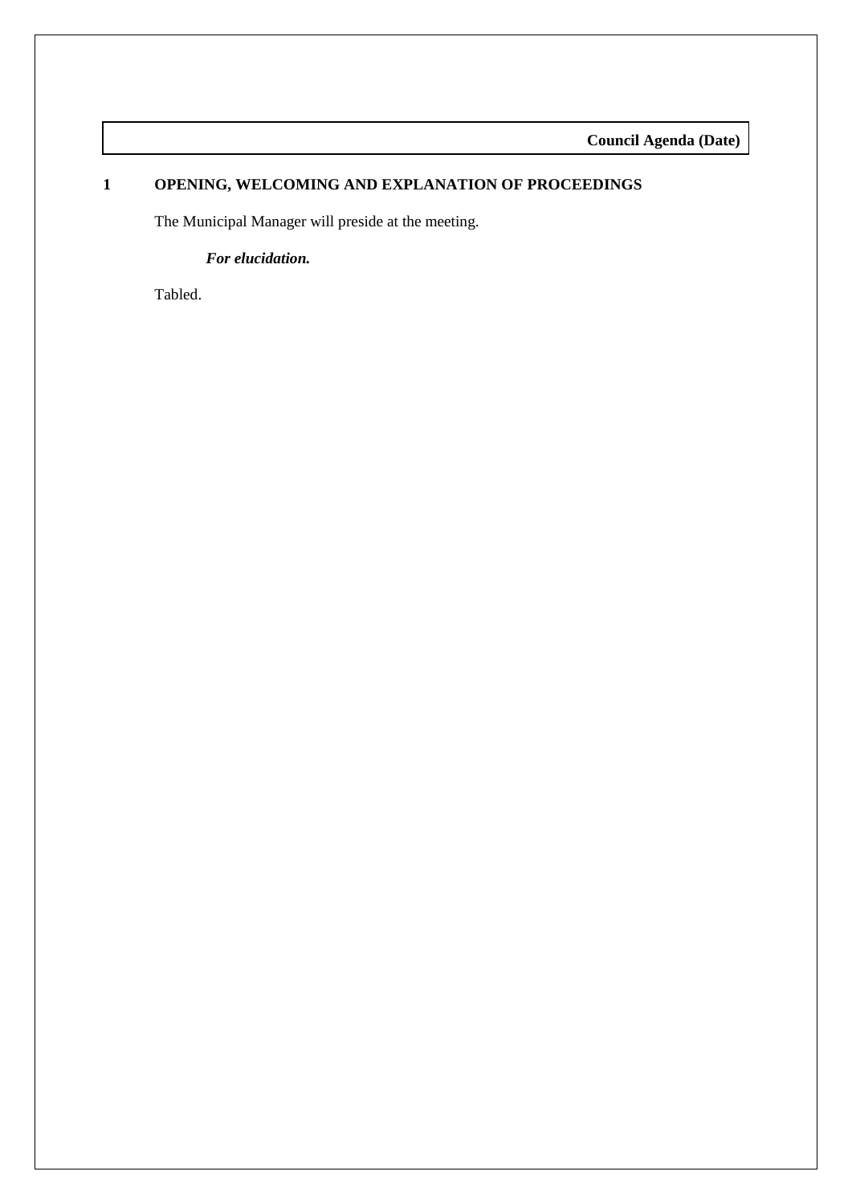## 1 OPENING, WELCOMING AND EXPLANATION OF PROCEEDINGS

The Municipal Manager will preside at the meeting.

***For elucidation.***

Tabled.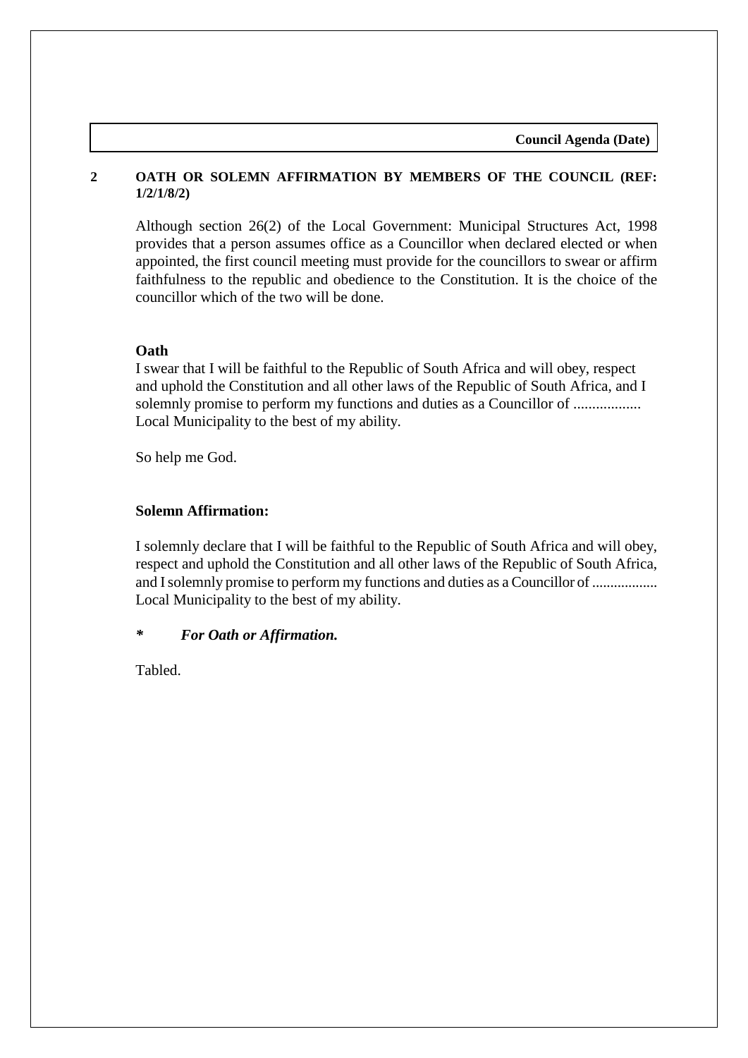## 2 OATH OR SOLEMN AFFIRMATION BY MEMBERS OF THE COUNCIL (REF: 1/2/1/8/2)

Although section 26(2) of the Local Government: Municipal Structures Act, 1998 provides that a person assumes office as a Councillor when declared elected or when appointed, the first council meeting must provide for the councillors to swear or affirm faithfulness to the republic and obedience to the Constitution. It is the choice of the councillor which of the two will be done.

**Oath**

I swear that I will be faithful to the Republic of South Africa and will obey, respect and uphold the Constitution and all other laws of the Republic of South Africa, and I solemnly promise to perform my functions and duties as a Councillor of .................. Local Municipality to the best of my ability.

So help me God.

**Solemn Affirmation:**

I solemnly declare that I will be faithful to the Republic of South Africa and will obey, respect and uphold the Constitution and all other laws of the Republic of South Africa, and I solemnly promise to perform my functions and duties as a Councillor of .................. Local Municipality to the best of my ability.

***\*     For Oath or Affirmation.***

Tabled.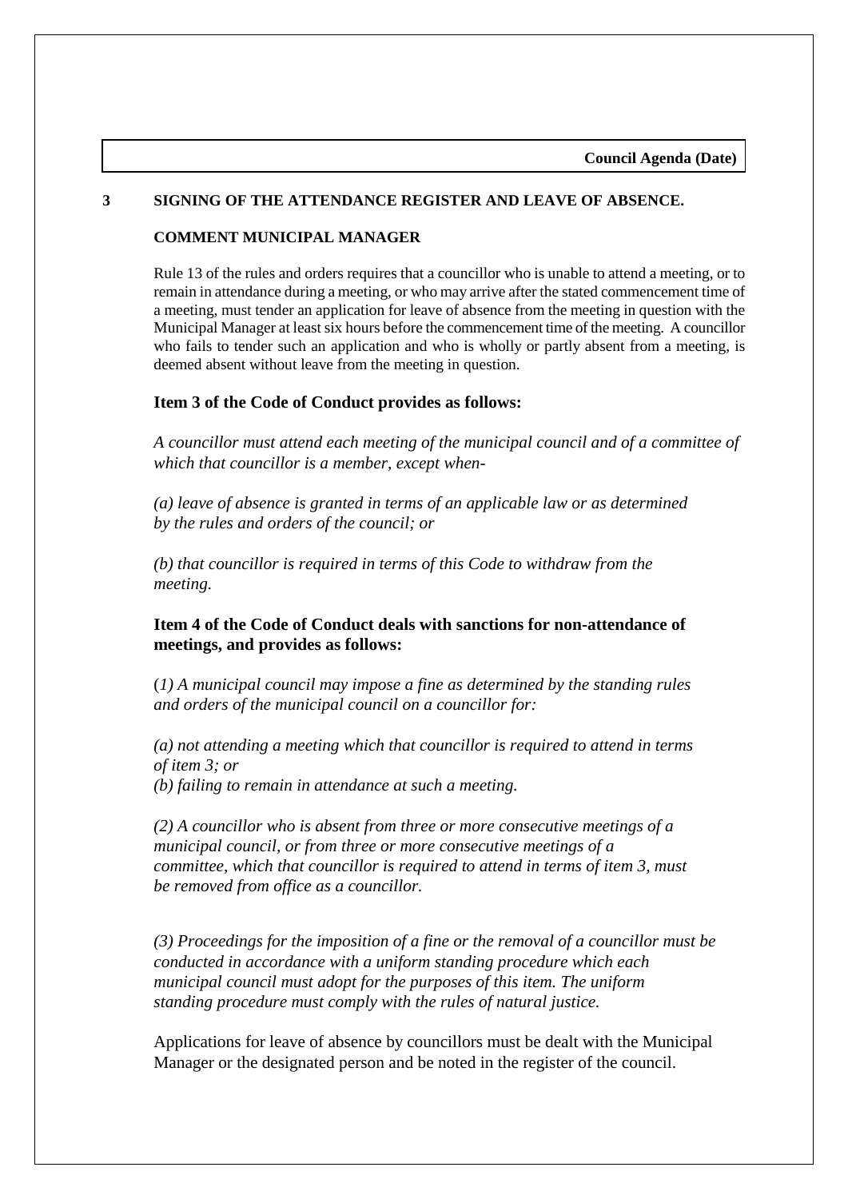## 3 SIGNING OF THE ATTENDANCE REGISTER AND LEAVE OF ABSENCE.

**COMMENT MUNICIPAL MANAGER**

Rule 13 of the rules and orders requires that a councillor who is unable to attend a meeting, or to remain in attendance during a meeting, or who may arrive after the stated commencement time of a meeting, must tender an application for leave of absence from the meeting in question with the Municipal Manager at least six hours before the commencement time of the meeting. A councillor who fails to tender such an application and who is wholly or partly absent from a meeting, is deemed absent without leave from the meeting in question.

**Item 3 of the Code of Conduct provides as follows:**

*A councillor must attend each meeting of the municipal council and of a committee of which that councillor is a member, except when-*

*(a) leave of absence is granted in terms of an applicable law or as determined by the rules and orders of the council; or*

*(b) that councillor is required in terms of this Code to withdraw from the meeting.*

**Item 4 of the Code of Conduct deals with sanctions for non-attendance of meetings, and provides as follows:**

*(1) A municipal council may impose a fine as determined by the standing rules and orders of the municipal council on a councillor for:*

*(a) not attending a meeting which that councillor is required to attend in terms of item 3; or*
*(b) failing to remain in attendance at such a meeting.*

*(2) A councillor who is absent from three or more consecutive meetings of a municipal council, or from three or more consecutive meetings of a committee, which that councillor is required to attend in terms of item 3, must be removed from office as a councillor.*

*(3) Proceedings for the imposition of a fine or the removal of a councillor must be conducted in accordance with a uniform standing procedure which each municipal council must adopt for the purposes of this item. The uniform standing procedure must comply with the rules of natural justice.*

Applications for leave of absence by councillors must be dealt with the Municipal Manager or the designated person and be noted in the register of the council.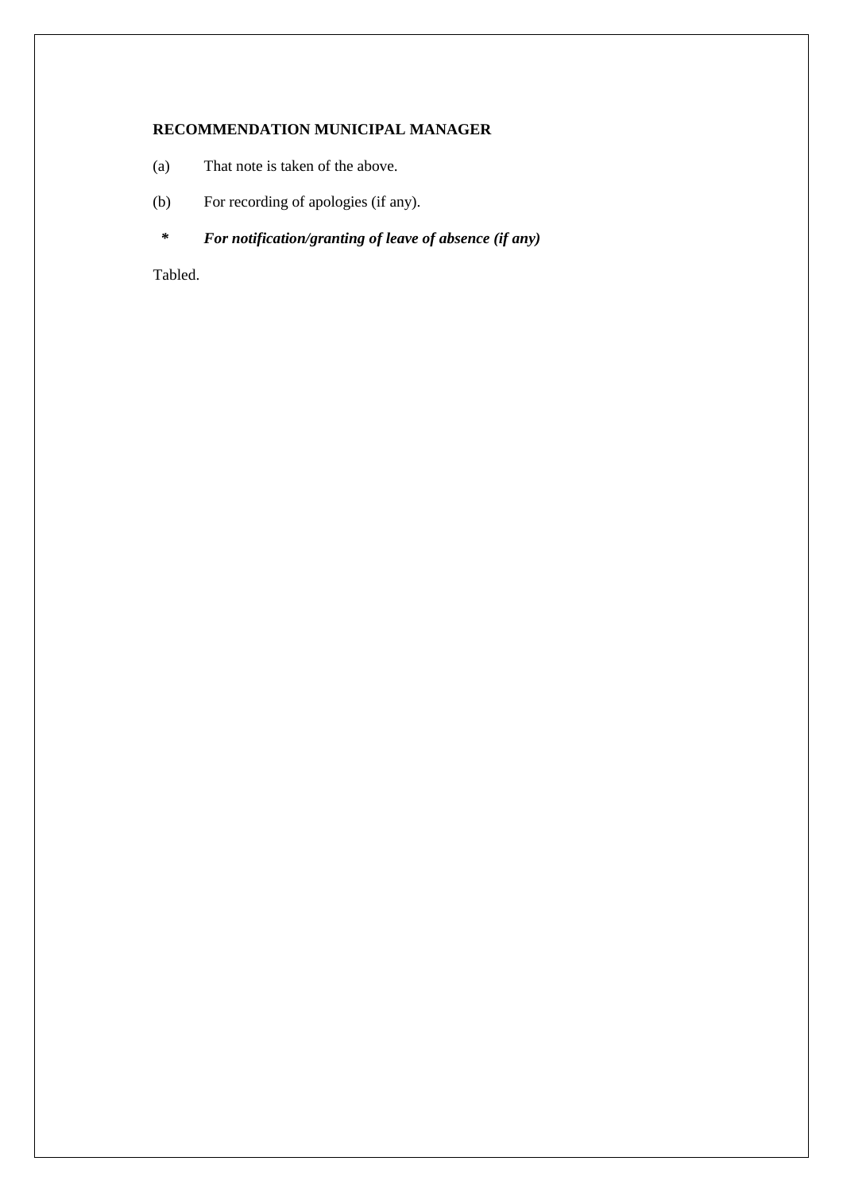**RECOMMENDATION MUNICIPAL MANAGER**

(a) That note is taken of the above.

(b) For recording of apologies (if any).

***\*** For notification/granting of leave of absence (if any)***

Tabled.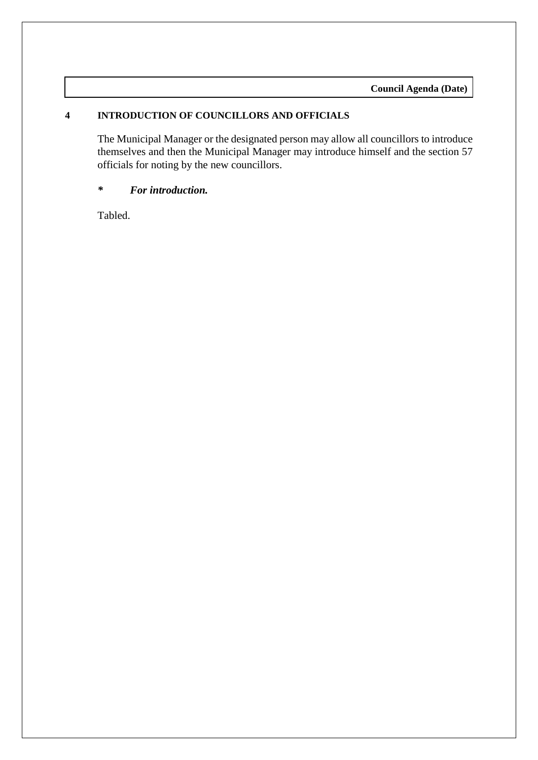## 4 INTRODUCTION OF COUNCILLORS AND OFFICIALS

The Municipal Manager or the designated person may allow all councillors to introduce themselves and then the Municipal Manager may introduce himself and the section 57 officials for noting by the new councillors.

***\*   For introduction.***

Tabled.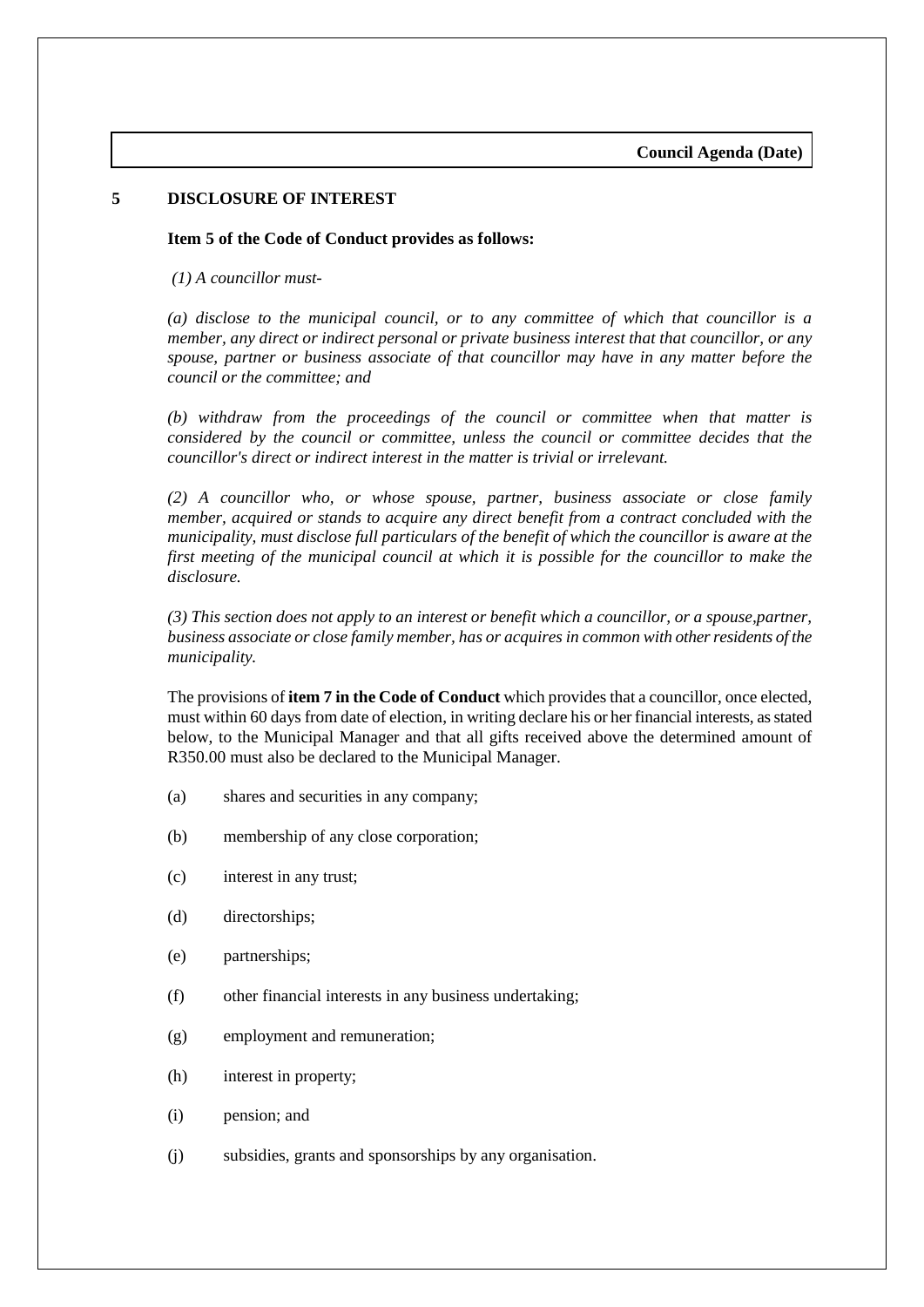## 5 DISCLOSURE OF INTEREST

**Item 5 of the Code of Conduct provides as follows:**

*(1) A councillor must-*

*(a) disclose to the municipal council, or to any committee of which that councillor is a member, any direct or indirect personal or private business interest that that councillor, or any spouse, partner or business associate of that councillor may have in any matter before the council or the committee; and*

*(b) withdraw from the proceedings of the council or committee when that matter is considered by the council or committee, unless the council or committee decides that the councillor's direct or indirect interest in the matter is trivial or irrelevant.*

*(2) A councillor who, or whose spouse, partner, business associate or close family member, acquired or stands to acquire any direct benefit from a contract concluded with the municipality, must disclose full particulars of the benefit of which the councillor is aware at the first meeting of the municipal council at which it is possible for the councillor to make the disclosure.*

*(3) This section does not apply to an interest or benefit which a councillor, or a spouse,partner, business associate or close family member, has or acquires in common with other residents of the municipality.*

The provisions of **item 7 in the Code of Conduct** which provides that a councillor, once elected, must within 60 days from date of election, in writing declare his or her financial interests, as stated below, to the Municipal Manager and that all gifts received above the determined amount of R350.00 must also be declared to the Municipal Manager.

(a) shares and securities in any company;

(b) membership of any close corporation;

(c) interest in any trust;

(d) directorships;

(e) partnerships;

(f) other financial interests in any business undertaking;

(g) employment and remuneration;

(h) interest in property;

(i) pension; and

(j) subsidies, grants and sponsorships by any organisation.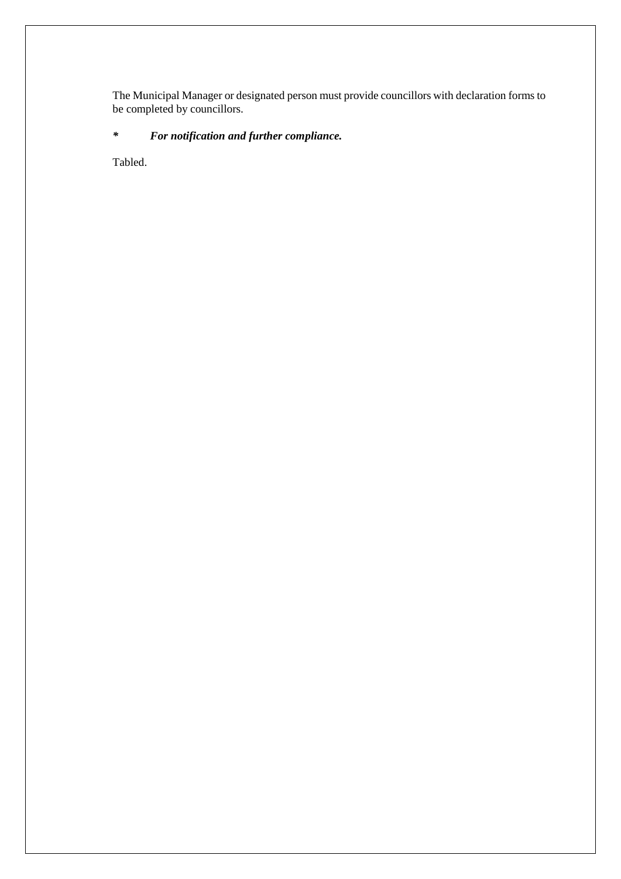The Municipal Manager or designated person must provide councillors with declaration forms to be completed by councillors.

*	***For notification and further compliance.***

Tabled.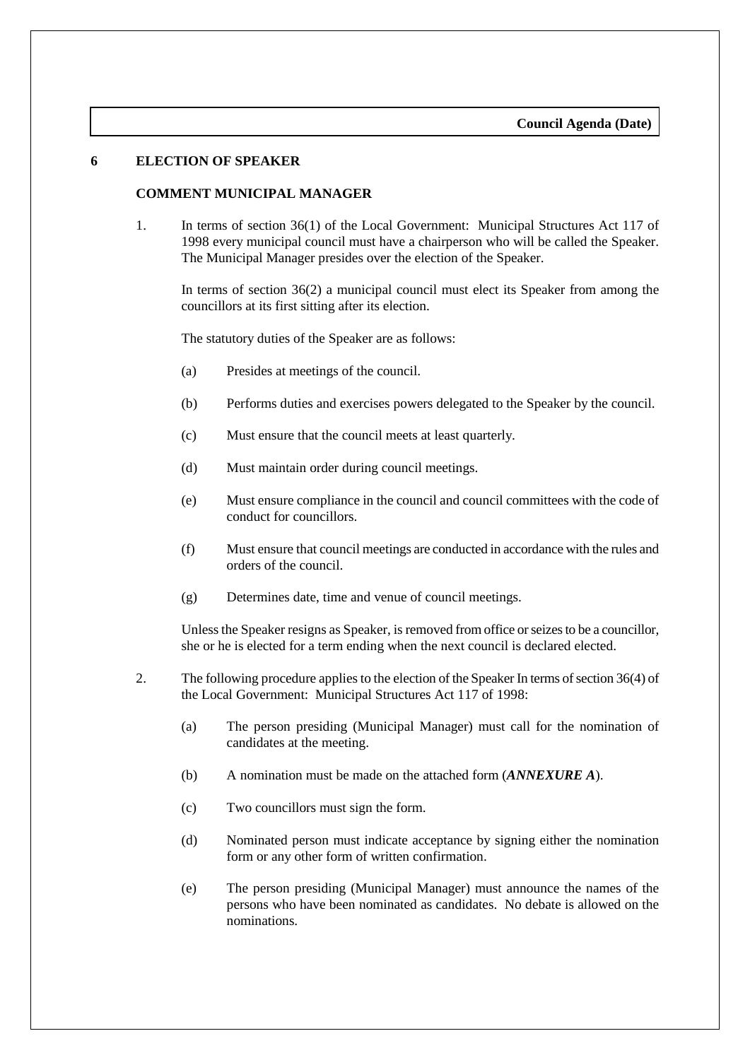## 6 ELECTION OF SPEAKER

### COMMENT MUNICIPAL MANAGER

1. In terms of section 36(1) of the Local Government: Municipal Structures Act 117 of 1998 every municipal council must have a chairperson who will be called the Speaker. The Municipal Manager presides over the election of the Speaker.

   In terms of section 36(2) a municipal council must elect its Speaker from among the councillors at its first sitting after its election.

   The statutory duties of the Speaker are as follows:

   (a) Presides at meetings of the council.

   (b) Performs duties and exercises powers delegated to the Speaker by the council.

   (c) Must ensure that the council meets at least quarterly.

   (d) Must maintain order during council meetings.

   (e) Must ensure compliance in the council and council committees with the code of conduct for councillors.

   (f) Must ensure that council meetings are conducted in accordance with the rules and orders of the council.

   (g) Determines date, time and venue of council meetings.

   Unless the Speaker resigns as Speaker, is removed from office or seizes to be a councillor, she or he is elected for a term ending when the next council is declared elected.

2. The following procedure applies to the election of the Speaker In terms of section 36(4) of the Local Government: Municipal Structures Act 117 of 1998:

   (a) The person presiding (Municipal Manager) must call for the nomination of candidates at the meeting.

   (b) A nomination must be made on the attached form (***ANNEXURE A***).

   (c) Two councillors must sign the form.

   (d) Nominated person must indicate acceptance by signing either the nomination form or any other form of written confirmation.

   (e) The person presiding (Municipal Manager) must announce the names of the persons who have been nominated as candidates. No debate is allowed on the nominations.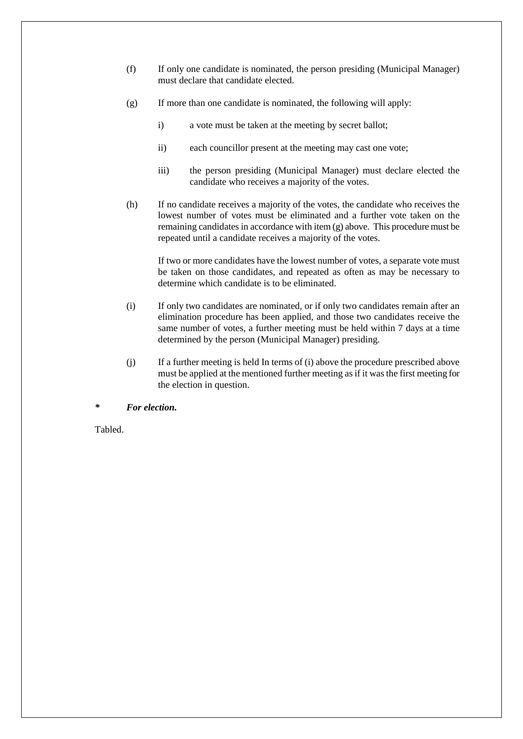(f) If only one candidate is nominated, the person presiding (Municipal Manager) must declare that candidate elected.

(g) If more than one candidate is nominated, the following will apply:

  i) a vote must be taken at the meeting by secret ballot;

  ii) each councillor present at the meeting may cast one vote;

  iii) the person presiding (Municipal Manager) must declare elected the candidate who receives a majority of the votes.

(h) If no candidate receives a majority of the votes, the candidate who receives the lowest number of votes must be eliminated and a further vote taken on the remaining candidates in accordance with item (g) above. This procedure must be repeated until a candidate receives a majority of the votes.

If two or more candidates have the lowest number of votes, a separate vote must be taken on those candidates, and repeated as often as may be necessary to determine which candidate is to be eliminated.

(i) If only two candidates are nominated, or if only two candidates remain after an elimination procedure has been applied, and those two candidates receive the same number of votes, a further meeting must be held within 7 days at a time determined by the person (Municipal Manager) presiding.

(j) If a further meeting is held In terms of (i) above the procedure prescribed above must be applied at the mentioned further meeting as if it was the first meeting for the election in question.

***   For election.***

Tabled.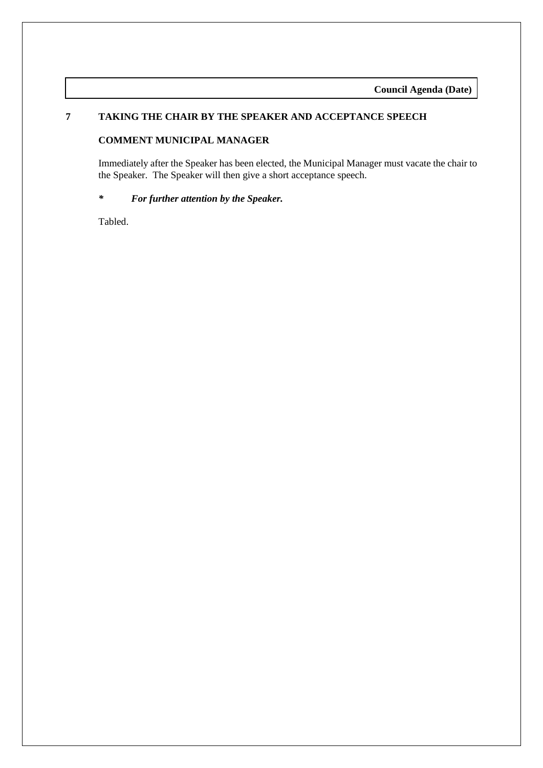## 7 TAKING THE CHAIR BY THE SPEAKER AND ACCEPTANCE SPEECH

**COMMENT MUNICIPAL MANAGER**

Immediately after the Speaker has been elected, the Municipal Manager must vacate the chair to the Speaker. The Speaker will then give a short acceptance speech.

***\*       For further attention by the Speaker.***

Tabled.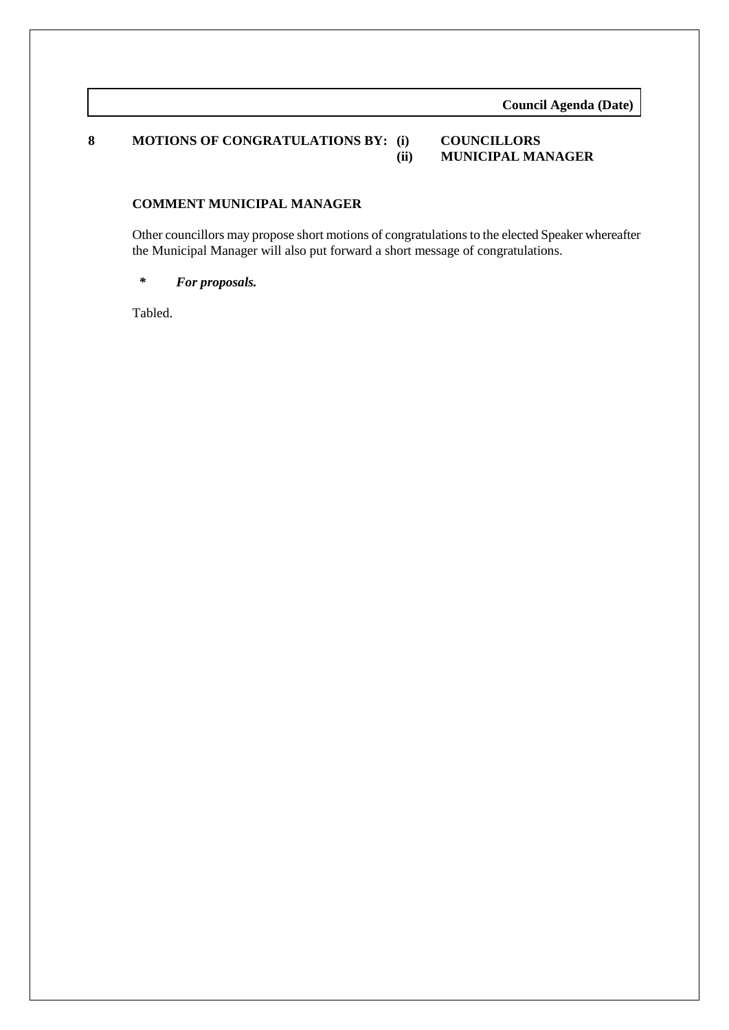## 8 MOTIONS OF CONGRATULATIONS BY: (i) COUNCILLORS (ii) MUNICIPAL MANAGER

**COMMENT MUNICIPAL MANAGER**

Other councillors may propose short motions of congratulations to the elected Speaker whereafter the Municipal Manager will also put forward a short message of congratulations.

*** *For proposals.***

Tabled.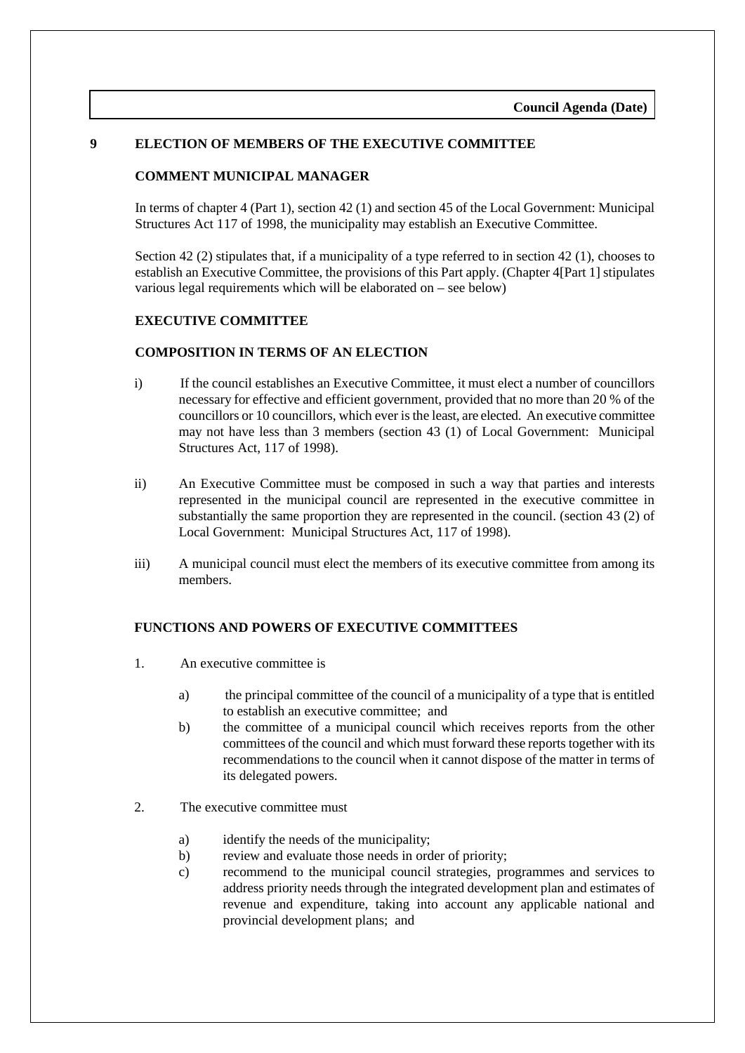## 9 ELECTION OF MEMBERS OF THE EXECUTIVE COMMITTEE

**COMMENT MUNICIPAL MANAGER**

In terms of chapter 4 (Part 1), section 42 (1) and section 45 of the Local Government: Municipal Structures Act 117 of 1998, the municipality may establish an Executive Committee.

Section 42 (2) stipulates that, if a municipality of a type referred to in section 42 (1), chooses to establish an Executive Committee, the provisions of this Part apply. (Chapter 4[Part 1] stipulates various legal requirements which will be elaborated on – see below)

**EXECUTIVE COMMITTEE**

**COMPOSITION IN TERMS OF AN ELECTION**

i) If the council establishes an Executive Committee, it must elect a number of councillors necessary for effective and efficient government, provided that no more than 20 % of the councillors or 10 councillors, which ever is the least, are elected. An executive committee may not have less than 3 members (section 43 (1) of Local Government: Municipal Structures Act, 117 of 1998).

ii) An Executive Committee must be composed in such a way that parties and interests represented in the municipal council are represented in the executive committee in substantially the same proportion they are represented in the council. (section 43 (2) of Local Government: Municipal Structures Act, 117 of 1998).

iii) A municipal council must elect the members of its executive committee from among its members.

**FUNCTIONS AND POWERS OF EXECUTIVE COMMITTEES**

1. An executive committee is

   a) the principal committee of the council of a municipality of a type that is entitled to establish an executive committee; and
   b) the committee of a municipal council which receives reports from the other committees of the council and which must forward these reports together with its recommendations to the council when it cannot dispose of the matter in terms of its delegated powers.

2. The executive committee must

   a) identify the needs of the municipality;
   b) review and evaluate those needs in order of priority;
   c) recommend to the municipal council strategies, programmes and services to address priority needs through the integrated development plan and estimates of revenue and expenditure, taking into account any applicable national and provincial development plans; and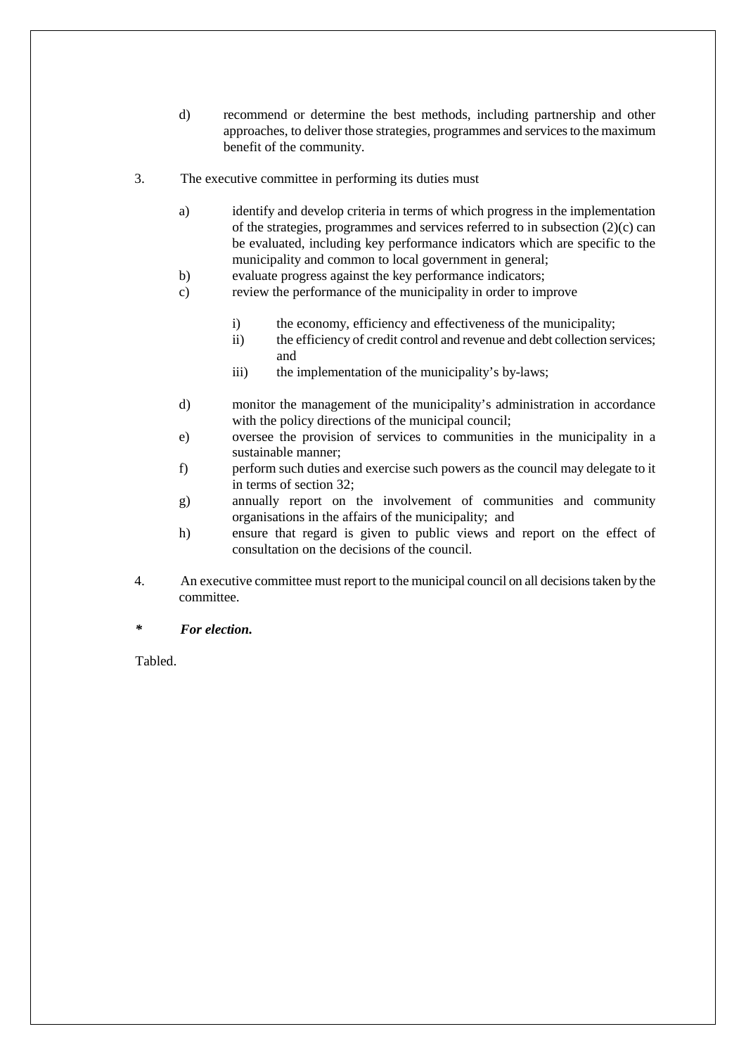d) recommend or determine the best methods, including partnership and other approaches, to deliver those strategies, programmes and services to the maximum benefit of the community.

3. The executive committee in performing its duties must

a) identify and develop criteria in terms of which progress in the implementation of the strategies, programmes and services referred to in subsection (2)(c) can be evaluated, including key performance indicators which are specific to the municipality and common to local government in general;
b) evaluate progress against the key performance indicators;
c) review the performance of the municipality in order to improve

i) the economy, efficiency and effectiveness of the municipality;
ii) the efficiency of credit control and revenue and debt collection services; and
iii) the implementation of the municipality's by-laws;

d) monitor the management of the municipality's administration in accordance with the policy directions of the municipal council;
e) oversee the provision of services to communities in the municipality in a sustainable manner;
f) perform such duties and exercise such powers as the council may delegate to it in terms of section 32;
g) annually report on the involvement of communities and community organisations in the affairs of the municipality; and
h) ensure that regard is given to public views and report on the effect of consultation on the decisions of the council.

4. An executive committee must report to the municipal council on all decisions taken by the committee.

***** ***For election.***

Tabled.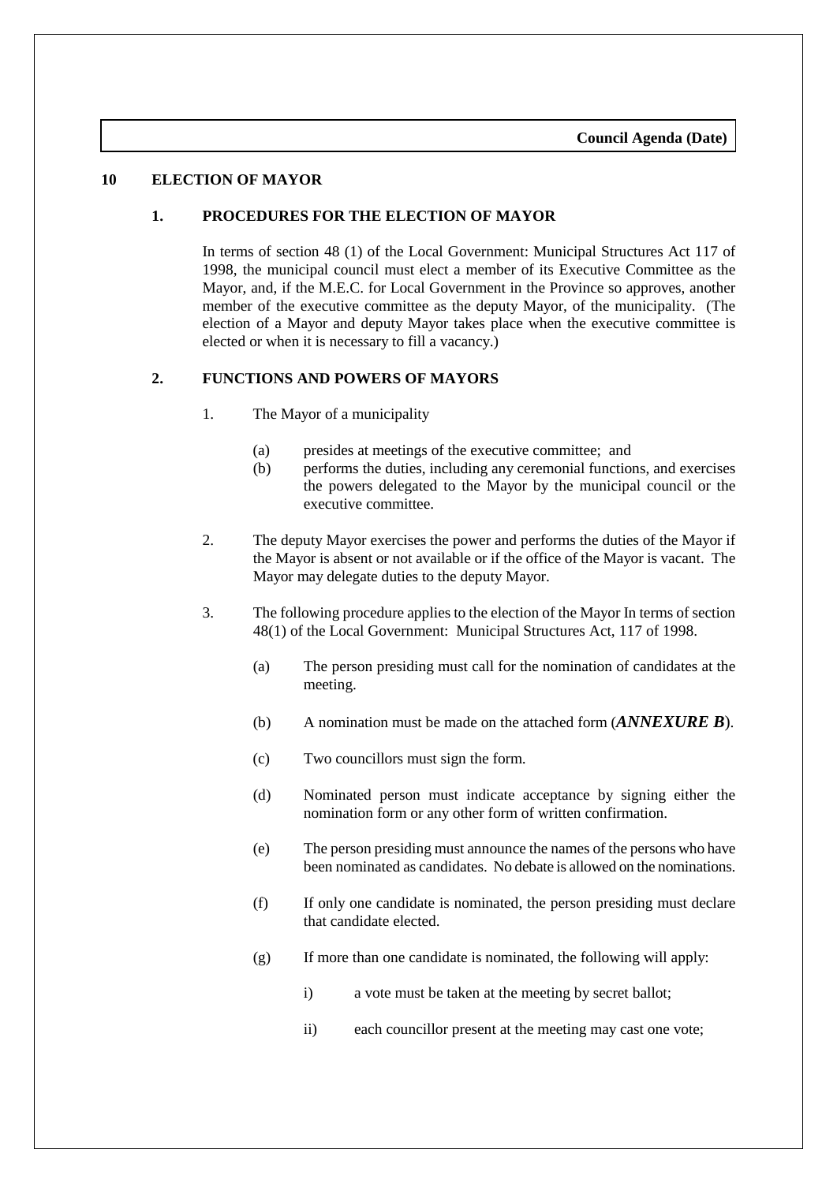## 10 ELECTION OF MAYOR

### 1. PROCEDURES FOR THE ELECTION OF MAYOR

In terms of section 48 (1) of the Local Government: Municipal Structures Act 117 of 1998, the municipal council must elect a member of its Executive Committee as the Mayor, and, if the M.E.C. for Local Government in the Province so approves, another member of the executive committee as the deputy Mayor, of the municipality. (The election of a Mayor and deputy Mayor takes place when the executive committee is elected or when it is necessary to fill a vacancy.)

### 2. FUNCTIONS AND POWERS OF MAYORS

1. The Mayor of a municipality

   (a) presides at meetings of the executive committee; and

   (b) performs the duties, including any ceremonial functions, and exercises the powers delegated to the Mayor by the municipal council or the executive committee.

2. The deputy Mayor exercises the power and performs the duties of the Mayor if the Mayor is absent or not available or if the office of the Mayor is vacant. The Mayor may delegate duties to the deputy Mayor.

3. The following procedure applies to the election of the Mayor In terms of section 48(1) of the Local Government: Municipal Structures Act, 117 of 1998.

   (a) The person presiding must call for the nomination of candidates at the meeting.

   (b) A nomination must be made on the attached form (***ANNEXURE B***).

   (c) Two councillors must sign the form.

   (d) Nominated person must indicate acceptance by signing either the nomination form or any other form of written confirmation.

   (e) The person presiding must announce the names of the persons who have been nominated as candidates. No debate is allowed on the nominations.

   (f) If only one candidate is nominated, the person presiding must declare that candidate elected.

   (g) If more than one candidate is nominated, the following will apply:

      i) a vote must be taken at the meeting by secret ballot;

      ii) each councillor present at the meeting may cast one vote;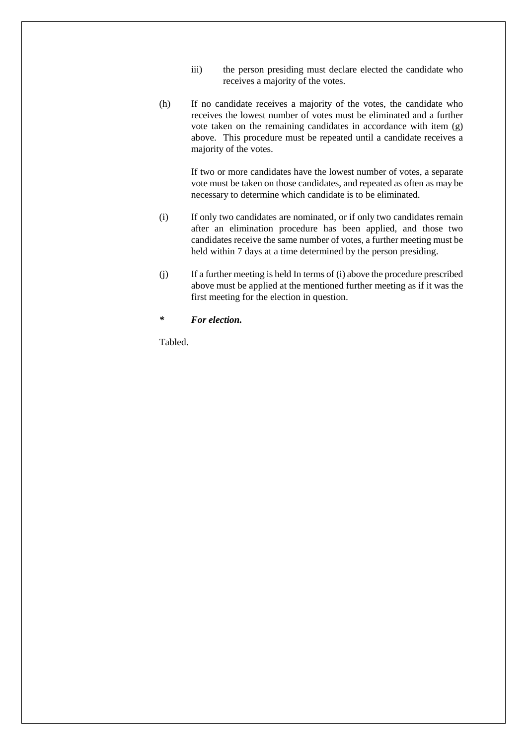iii) the person presiding must declare elected the candidate who receives a majority of the votes.

(h) If no candidate receives a majority of the votes, the candidate who receives the lowest number of votes must be eliminated and a further vote taken on the remaining candidates in accordance with item (g) above. This procedure must be repeated until a candidate receives a majority of the votes.

If two or more candidates have the lowest number of votes, a separate vote must be taken on those candidates, and repeated as often as may be necessary to determine which candidate is to be eliminated.

(i) If only two candidates are nominated, or if only two candidates remain after an elimination procedure has been applied, and those two candidates receive the same number of votes, a further meeting must be held within 7 days at a time determined by the person presiding.

(j) If a further meeting is held In terms of (i) above the procedure prescribed above must be applied at the mentioned further meeting as if it was the first meeting for the election in question.

***\*        For election.***

Tabled.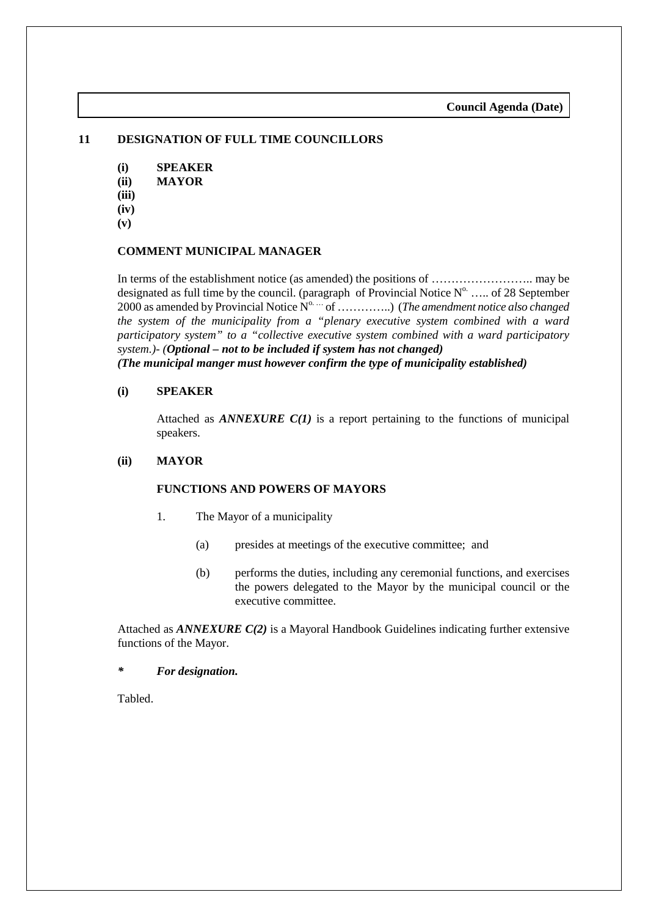**Council Agenda (Date)**

## 11 DESIGNATION OF FULL TIME COUNCILLORS

**(i) SPEAKER**
**(ii) MAYOR**
**(iii)**
**(iv)**
**(v)**

**COMMENT MUNICIPAL MANAGER**

In terms of the establishment notice (as amended) the positions of …………………….. may be designated as full time by the council. (paragraph of Provincial Notice N$^{o.}$ ….. of 28 September 2000 as amended by Provincial Notice N$^{o.}$ … of …………..) (*The amendment notice also changed the system of the municipality from a "plenary executive system combined with a ward participatory system" to a "collective executive system combined with a ward participatory system.)- (**Optional – not to be included if system has not changed)***
***(The municipal manger must however confirm the type of municipality established)***

**(i) SPEAKER**

Attached as ***ANNEXURE C(1)*** is a report pertaining to the functions of municipal speakers.

**(ii) MAYOR**

**FUNCTIONS AND POWERS OF MAYORS**

1. The Mayor of a municipality

   (a) presides at meetings of the executive committee; and

   (b) performs the duties, including any ceremonial functions, and exercises the powers delegated to the Mayor by the municipal council or the executive committee.

Attached as ***ANNEXURE C(2)*** is a Mayoral Handbook Guidelines indicating further extensive functions of the Mayor.

***\* For designation.***

Tabled.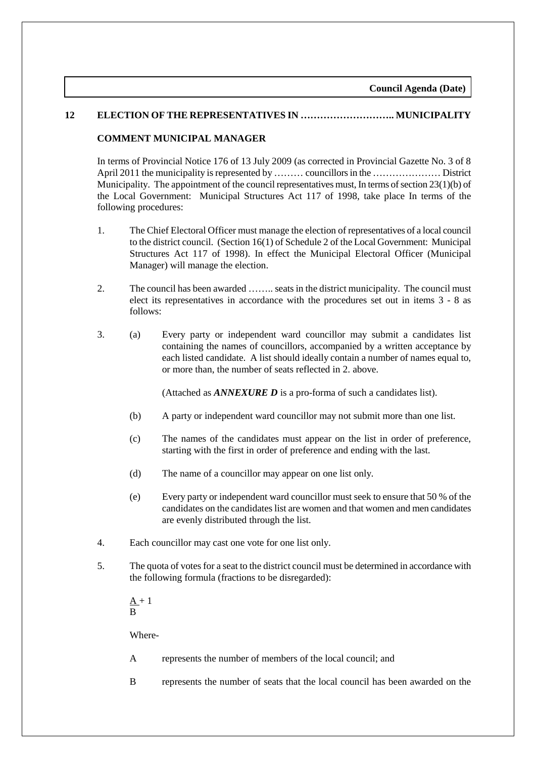## 12 ELECTION OF THE REPRESENTATIVES IN ……………………….. MUNICIPALITY

**COMMENT MUNICIPAL MANAGER**

In terms of Provincial Notice 176 of 13 July 2009 (as corrected in Provincial Gazette No. 3 of 8 April 2011 the municipality is represented by ……… councillors in the ………………… District Municipality. The appointment of the council representatives must, In terms of section 23(1)(b) of the Local Government: Municipal Structures Act 117 of 1998, take place In terms of the following procedures:

1. The Chief Electoral Officer must manage the election of representatives of a local council to the district council. (Section 16(1) of Schedule 2 of the Local Government: Municipal Structures Act 117 of 1998). In effect the Municipal Electoral Officer (Municipal Manager) will manage the election.

2. The council has been awarded …….. seats in the district municipality. The council must elect its representatives in accordance with the procedures set out in items 3 - 8 as follows:

3. (a) Every party or independent ward councillor may submit a candidates list containing the names of councillors, accompanied by a written acceptance by each listed candidate. A list should ideally contain a number of names equal to, or more than, the number of seats reflected in 2. above.

   (Attached as ***ANNEXURE D*** is a pro-forma of such a candidates list).

   (b) A party or independent ward councillor may not submit more than one list.

   (c) The names of the candidates must appear on the list in order of preference, starting with the first in order of preference and ending with the last.

   (d) The name of a councillor may appear on one list only.

   (e) Every party or independent ward councillor must seek to ensure that 50 % of the candidates on the candidates list are women and that women and men candidates are evenly distributed through the list.

4. Each councillor may cast one vote for one list only.

5. The quota of votes for a seat to the district council must be determined in accordance with the following formula (fractions to be disregarded):

$$\frac{A}{B} + 1$$

Where-

A represents the number of members of the local council; and

B represents the number of seats that the local council has been awarded on the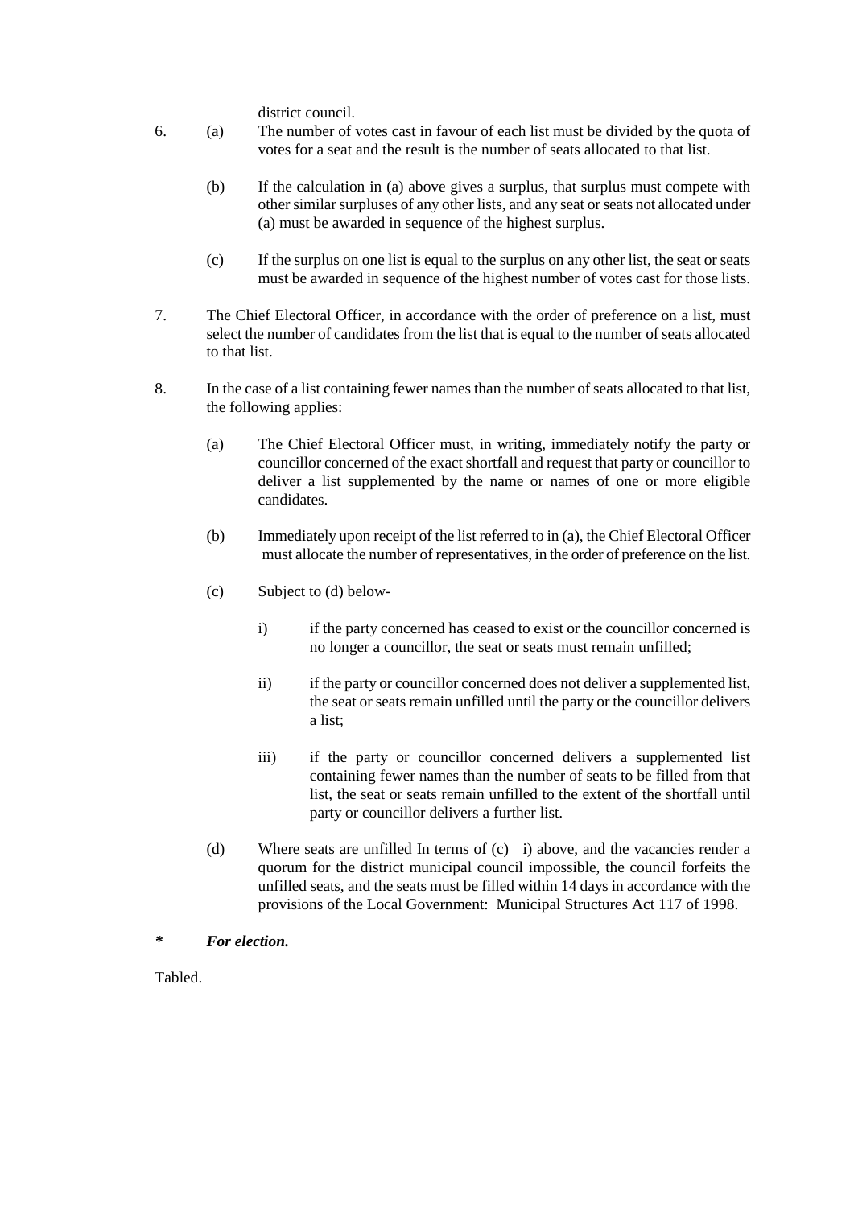district council.

6. (a) The number of votes cast in favour of each list must be divided by the quota of votes for a seat and the result is the number of seats allocated to that list.

   (b) If the calculation in (a) above gives a surplus, that surplus must compete with other similar surpluses of any other lists, and any seat or seats not allocated under (a) must be awarded in sequence of the highest surplus.

   (c) If the surplus on one list is equal to the surplus on any other list, the seat or seats must be awarded in sequence of the highest number of votes cast for those lists.

7. The Chief Electoral Officer, in accordance with the order of preference on a list, must select the number of candidates from the list that is equal to the number of seats allocated to that list.

8. In the case of a list containing fewer names than the number of seats allocated to that list, the following applies:

   (a) The Chief Electoral Officer must, in writing, immediately notify the party or councillor concerned of the exact shortfall and request that party or councillor to deliver a list supplemented by the name or names of one or more eligible candidates.

   (b) Immediately upon receipt of the list referred to in (a), the Chief Electoral Officer must allocate the number of representatives, in the order of preference on the list.

   (c) Subject to (d) below-

      i) if the party concerned has ceased to exist or the councillor concerned is no longer a councillor, the seat or seats must remain unfilled;

      ii) if the party or councillor concerned does not deliver a supplemented list, the seat or seats remain unfilled until the party or the councillor delivers a list;

      iii) if the party or councillor concerned delivers a supplemented list containing fewer names than the number of seats to be filled from that list, the seat or seats remain unfilled to the extent of the shortfall until party or councillor delivers a further list.

   (d) Where seats are unfilled In terms of (c) i) above, and the vacancies render a quorum for the district municipal council impossible, the council forfeits the unfilled seats, and the seats must be filled within 14 days in accordance with the provisions of the Local Government: Municipal Structures Act 117 of 1998.

***\* For election.***

Tabled.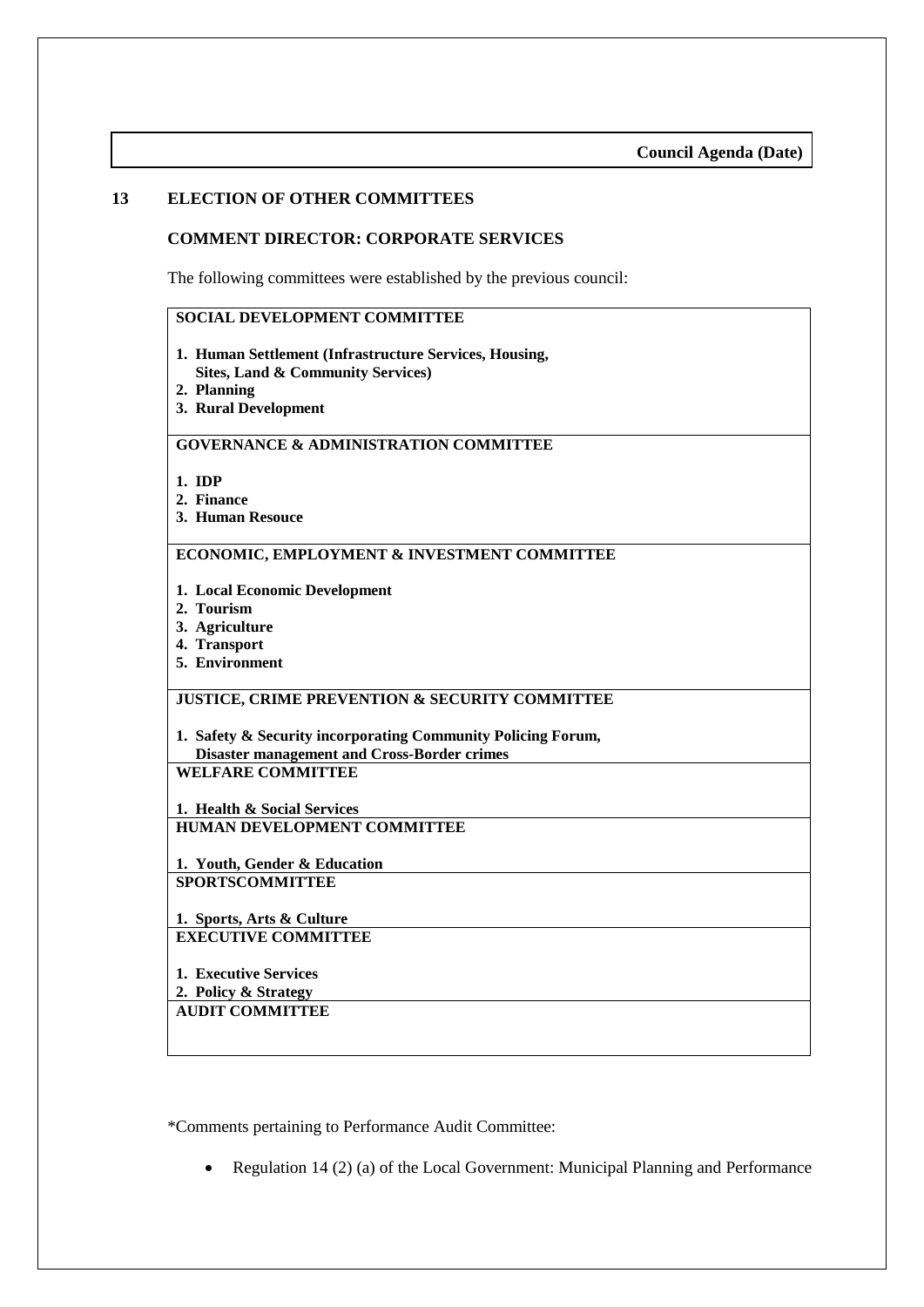## 13 ELECTION OF OTHER COMMITTEES

### COMMENT DIRECTOR: CORPORATE SERVICES

The following committees were established by the previous council:

| |
|---|
| **SOCIAL DEVELOPMENT COMMITTEE**<br><br>**1. Human Settlement (Infrastructure Services, Housing, Sites, Land & Community Services)**<br>**2. Planning**<br>**3. Rural Development** |
| **GOVERNANCE & ADMINISTRATION COMMITTEE**<br><br>**1. IDP**<br>**2. Finance**<br>**3. Human Resouce** |
| **ECONOMIC, EMPLOYMENT & INVESTMENT COMMITTEE**<br><br>**1. Local Economic Development**<br>**2. Tourism**<br>**3. Agriculture**<br>**4. Transport**<br>**5. Environment** |
| **JUSTICE, CRIME PREVENTION & SECURITY COMMITTEE**<br><br>**1. Safety & Security incorporating Community Policing Forum, Disaster management and Cross-Border crimes** |
| **WELFARE COMMITTEE**<br><br>**1. Health & Social Services** |
| **HUMAN DEVELOPMENT COMMITTEE**<br><br>**1. Youth, Gender & Education** |
| **SPORTSCOMMITTEE**<br><br>**1. Sports, Arts & Culture** |
| **EXECUTIVE COMMITTEE**<br><br>**1. Executive Services**<br>**2. Policy & Strategy** |
| **AUDIT COMMITTEE** |

*Comments pertaining to Performance Audit Committee:

- Regulation 14 (2) (a) of the Local Government: Municipal Planning and Performance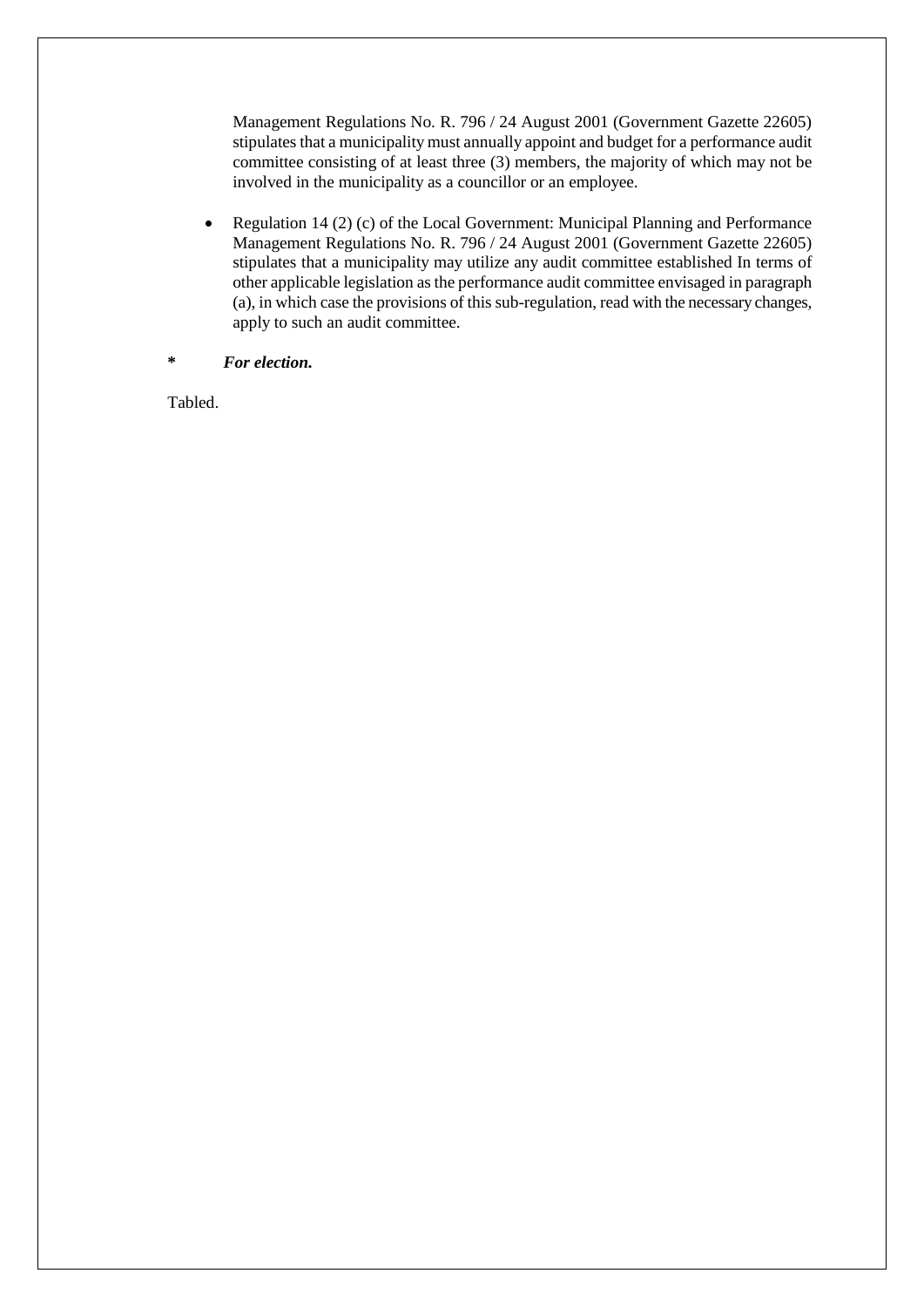Management Regulations No. R. 796 / 24 August 2001 (Government Gazette 22605) stipulates that a municipality must annually appoint and budget for a performance audit committee consisting of at least three (3) members, the majority of which may not be involved in the municipality as a councillor or an employee.

- Regulation 14 (2) (c) of the Local Government: Municipal Planning and Performance Management Regulations No. R. 796 / 24 August 2001 (Government Gazette 22605) stipulates that a municipality may utilize any audit committee established In terms of other applicable legislation as the performance audit committee envisaged in paragraph (a), in which case the provisions of this sub-regulation, read with the necessary changes, apply to such an audit committee.

**\*** ***For election.***

Tabled.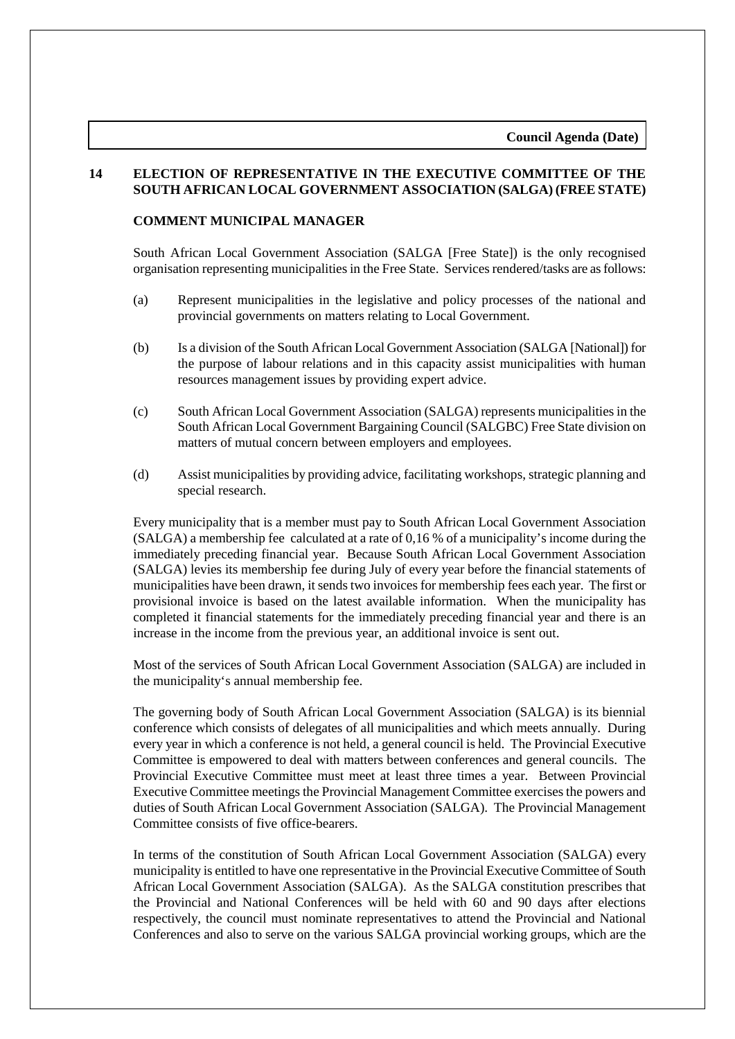## 14 ELECTION OF REPRESENTATIVE IN THE EXECUTIVE COMMITTEE OF THE SOUTH AFRICAN LOCAL GOVERNMENT ASSOCIATION (SALGA) (FREE STATE)

**COMMENT MUNICIPAL MANAGER**

South African Local Government Association (SALGA [Free State]) is the only recognised organisation representing municipalities in the Free State. Services rendered/tasks are as follows:

(a) Represent municipalities in the legislative and policy processes of the national and provincial governments on matters relating to Local Government.

(b) Is a division of the South African Local Government Association (SALGA [National]) for the purpose of labour relations and in this capacity assist municipalities with human resources management issues by providing expert advice.

(c) South African Local Government Association (SALGA) represents municipalities in the South African Local Government Bargaining Council (SALGBC) Free State division on matters of mutual concern between employers and employees.

(d) Assist municipalities by providing advice, facilitating workshops, strategic planning and special research.

Every municipality that is a member must pay to South African Local Government Association (SALGA) a membership fee calculated at a rate of 0,16 % of a municipality's income during the immediately preceding financial year. Because South African Local Government Association (SALGA) levies its membership fee during July of every year before the financial statements of municipalities have been drawn, it sends two invoices for membership fees each year. The first or provisional invoice is based on the latest available information. When the municipality has completed it financial statements for the immediately preceding financial year and there is an increase in the income from the previous year, an additional invoice is sent out.

Most of the services of South African Local Government Association (SALGA) are included in the municipality's annual membership fee.

The governing body of South African Local Government Association (SALGA) is its biennial conference which consists of delegates of all municipalities and which meets annually. During every year in which a conference is not held, a general council is held. The Provincial Executive Committee is empowered to deal with matters between conferences and general councils. The Provincial Executive Committee must meet at least three times a year. Between Provincial Executive Committee meetings the Provincial Management Committee exercises the powers and duties of South African Local Government Association (SALGA). The Provincial Management Committee consists of five office-bearers.

In terms of the constitution of South African Local Government Association (SALGA) every municipality is entitled to have one representative in the Provincial Executive Committee of South African Local Government Association (SALGA). As the SALGA constitution prescribes that the Provincial and National Conferences will be held with 60 and 90 days after elections respectively, the council must nominate representatives to attend the Provincial and National Conferences and also to serve on the various SALGA provincial working groups, which are the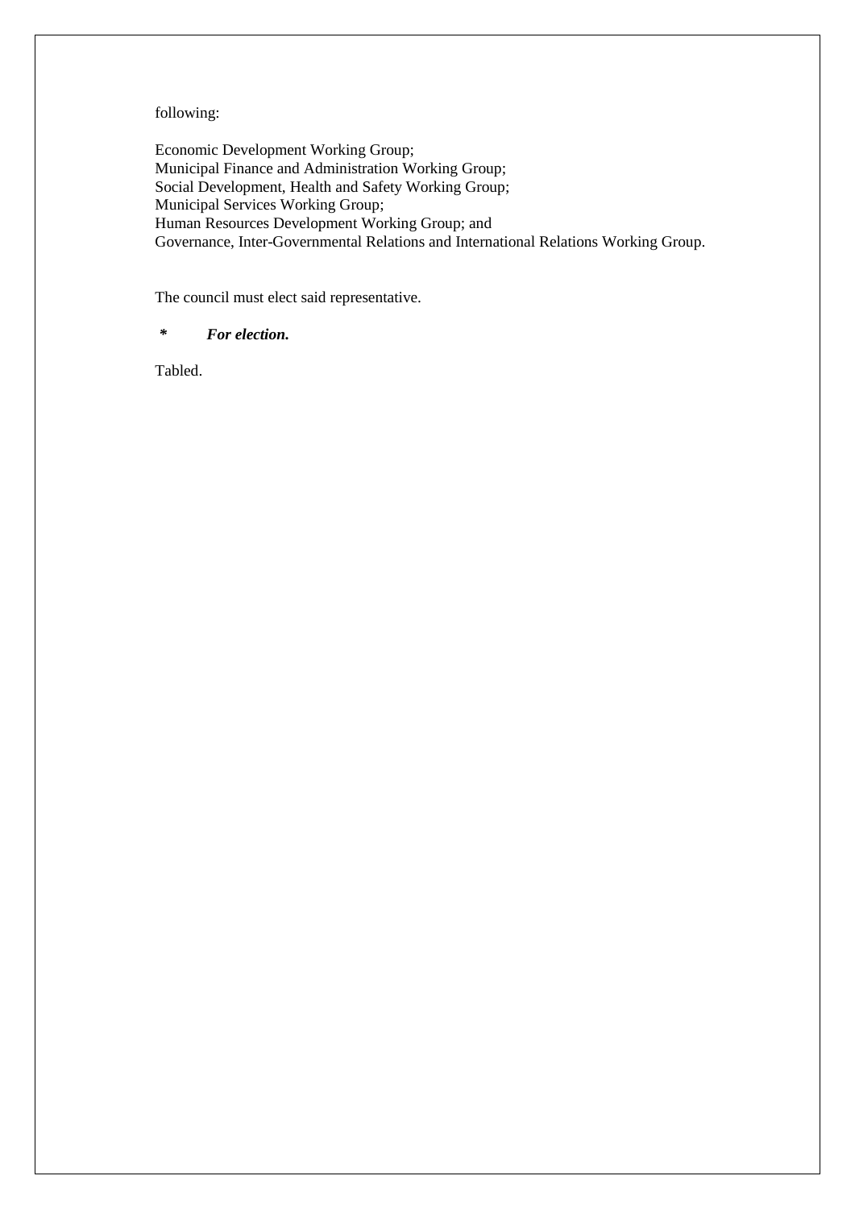following:

Economic Development Working Group;  
Municipal Finance and Administration Working Group;  
Social Development, Health and Safety Working Group;  
Municipal Services Working Group;  
Human Resources Development Working Group; and  
Governance, Inter-Governmental Relations and International Relations Working Group.

The council must elect said representative.

***\* For election.***

Tabled.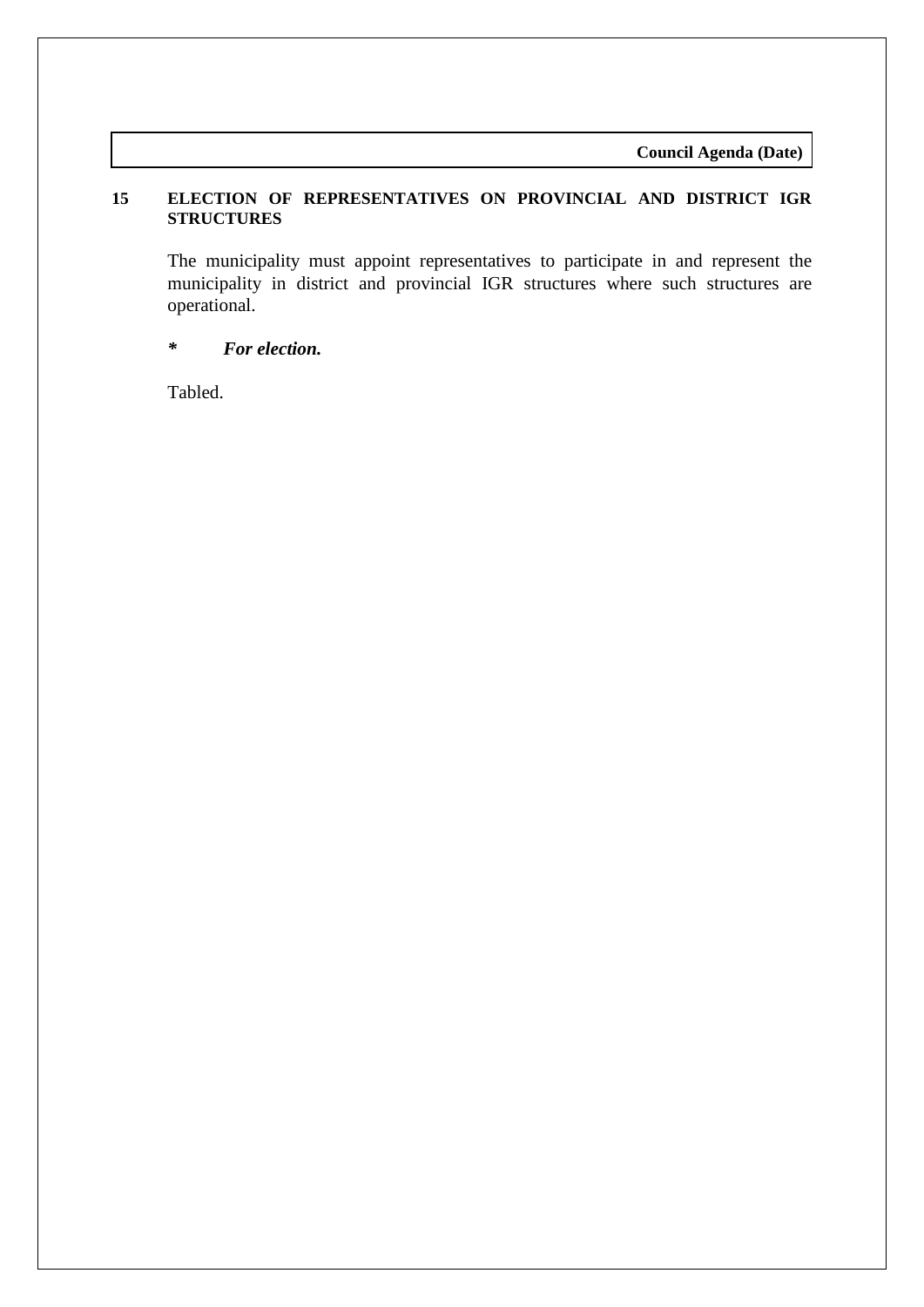## 15 ELECTION OF REPRESENTATIVES ON PROVINCIAL AND DISTRICT IGR STRUCTURES

The municipality must appoint representatives to participate in and represent the municipality in district and provincial IGR structures where such structures are operational.

***\*        For election.***

Tabled.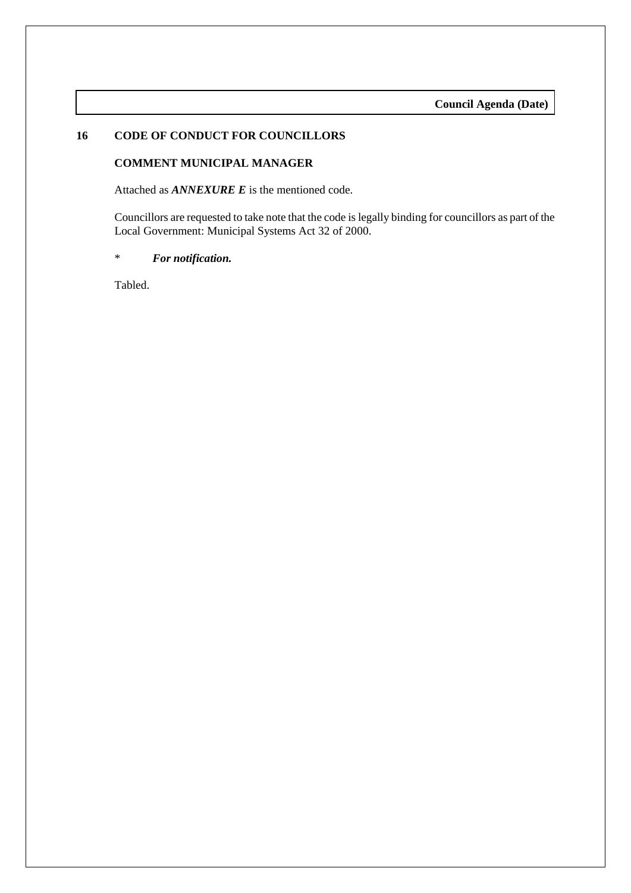## 16 CODE OF CONDUCT FOR COUNCILLORS

### COMMENT MUNICIPAL MANAGER

Attached as ***ANNEXURE E*** is the mentioned code.

Councillors are requested to take note that the code is legally binding for councillors as part of the Local Government: Municipal Systems Act 32 of 2000.

\* ***For notification.***

Tabled.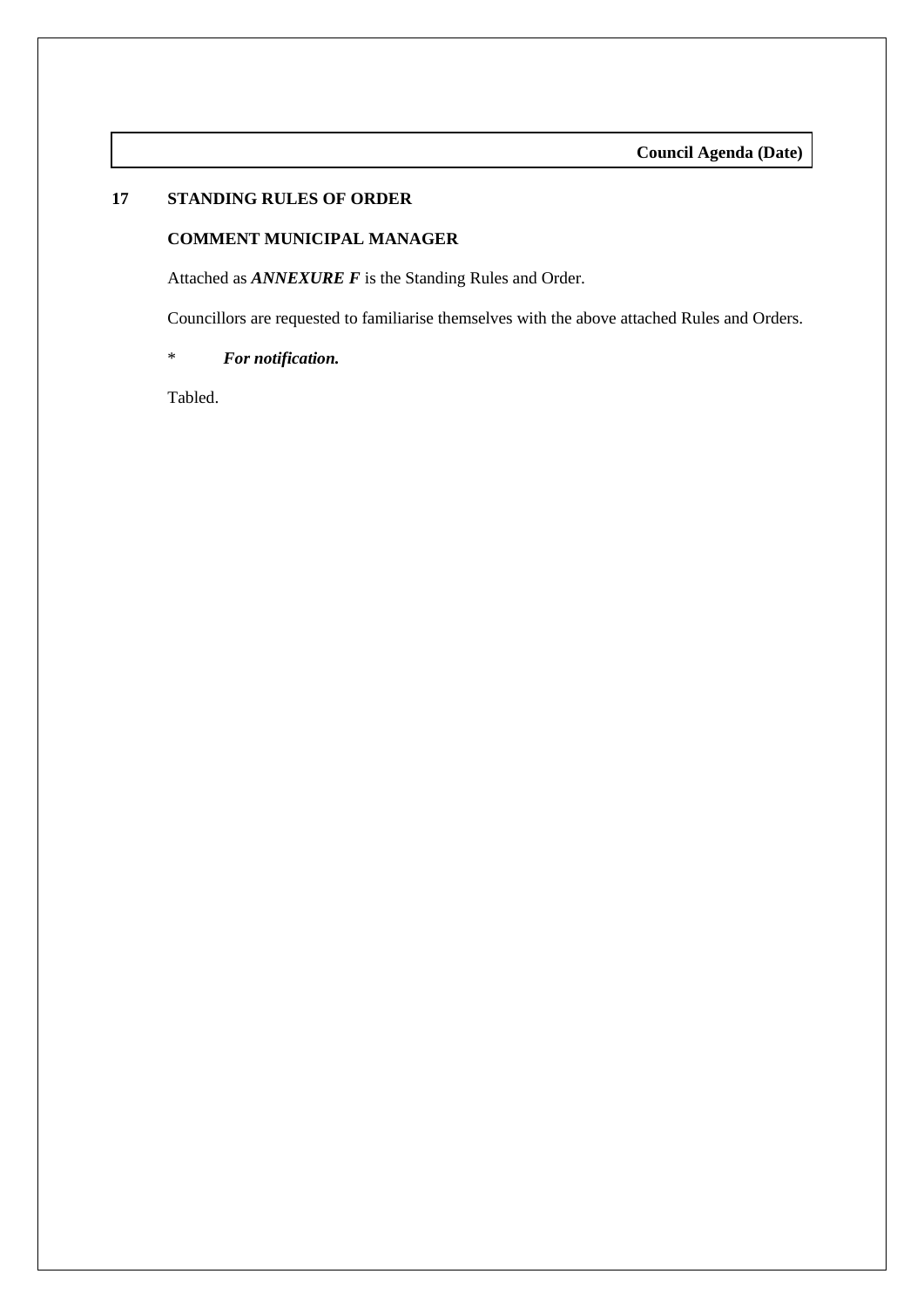## 17 STANDING RULES OF ORDER

**COMMENT MUNICIPAL MANAGER**

Attached as ***ANNEXURE F*** is the Standing Rules and Order.

Councillors are requested to familiarise themselves with the above attached Rules and Orders.

\* ***For notification.***

Tabled.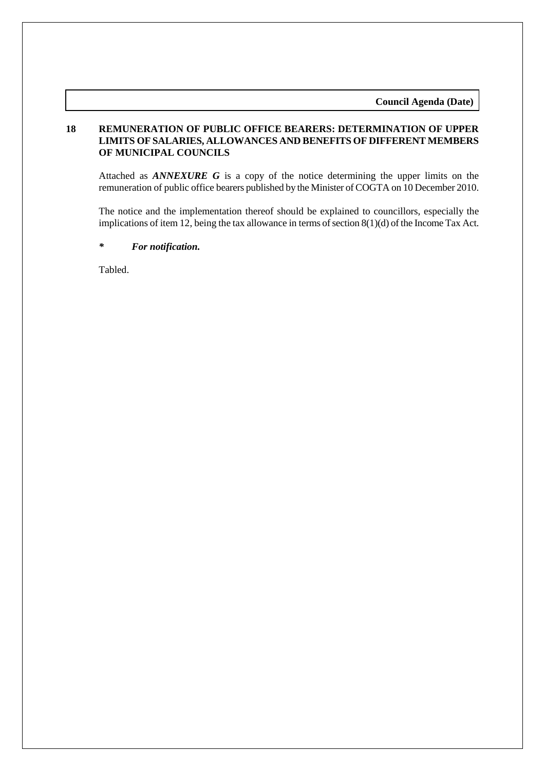## 18 REMUNERATION OF PUBLIC OFFICE BEARERS: DETERMINATION OF UPPER LIMITS OF SALARIES, ALLOWANCES AND BENEFITS OF DIFFERENT MEMBERS OF MUNICIPAL COUNCILS

Attached as ***ANNEXURE G*** is a copy of the notice determining the upper limits on the remuneration of public office bearers published by the Minister of COGTA on 10 December 2010.

The notice and the implementation thereof should be explained to councillors, especially the implications of item 12, being the tax allowance in terms of section 8(1)(d) of the Income Tax Act.

***\*** **For notification.***

Tabled.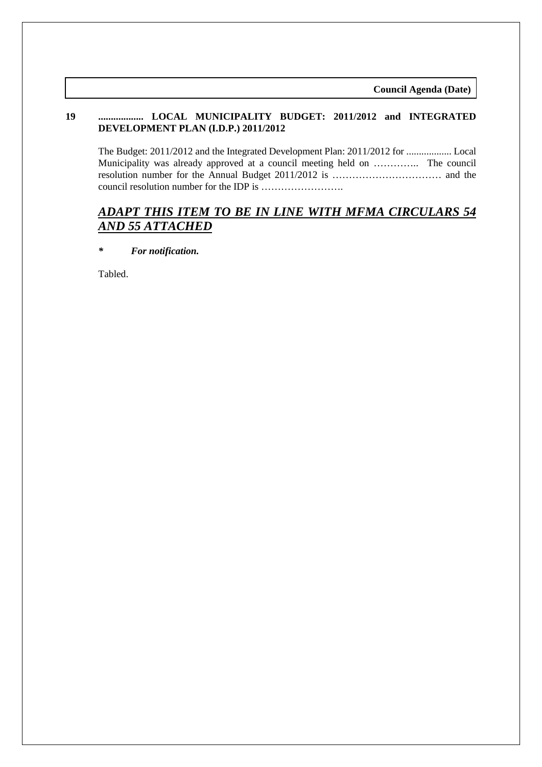**Council Agenda (Date)**

**19 .................. LOCAL MUNICIPALITY BUDGET: 2011/2012 and INTEGRATED DEVELOPMENT PLAN (I.D.P.) 2011/2012**

The Budget: 2011/2012 and the Integrated Development Plan: 2011/2012 for .................. Local Municipality was already approved at a council meeting held on ………….. The council resolution number for the Annual Budget 2011/2012 is …………………………… and the council resolution number for the IDP is …………………….

## ***ADAPT THIS ITEM TO BE IN LINE WITH MFMA CIRCULARS 54 AND 55 ATTACHED***

***\*  For notification.***

Tabled.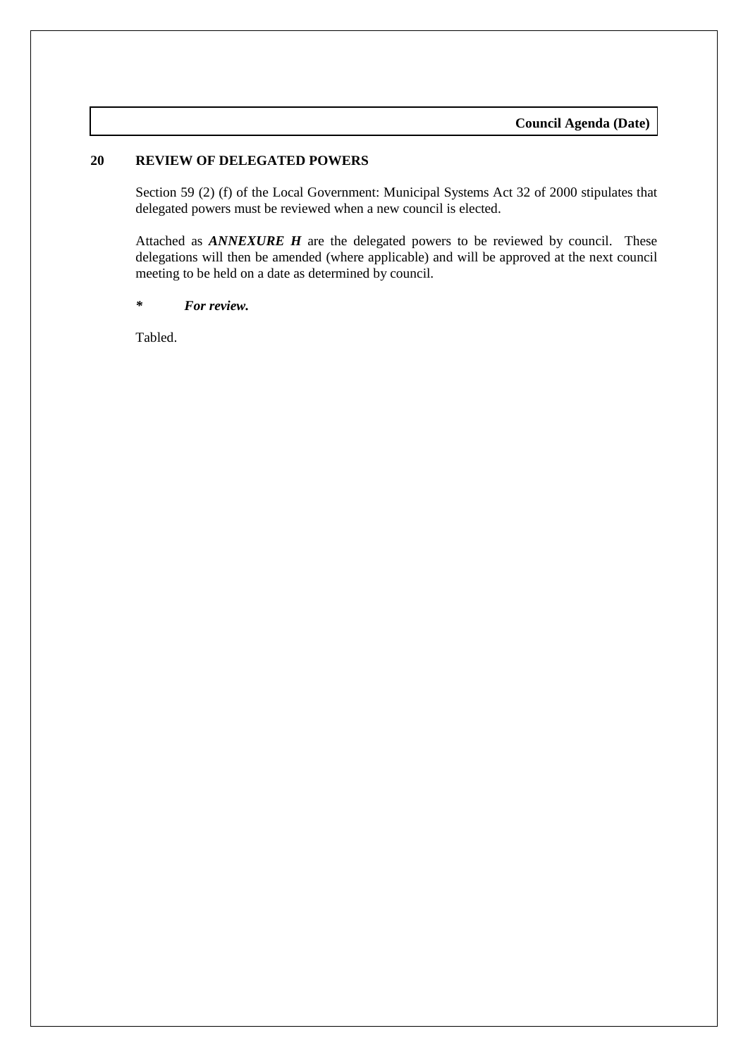## 20 REVIEW OF DELEGATED POWERS

Section 59 (2) (f) of the Local Government: Municipal Systems Act 32 of 2000 stipulates that delegated powers must be reviewed when a new council is elected.

Attached as ***ANNEXURE H*** are the delegated powers to be reviewed by council. These delegations will then be amended (where applicable) and will be approved at the next council meeting to be held on a date as determined by council.

***\* For review.***

Tabled.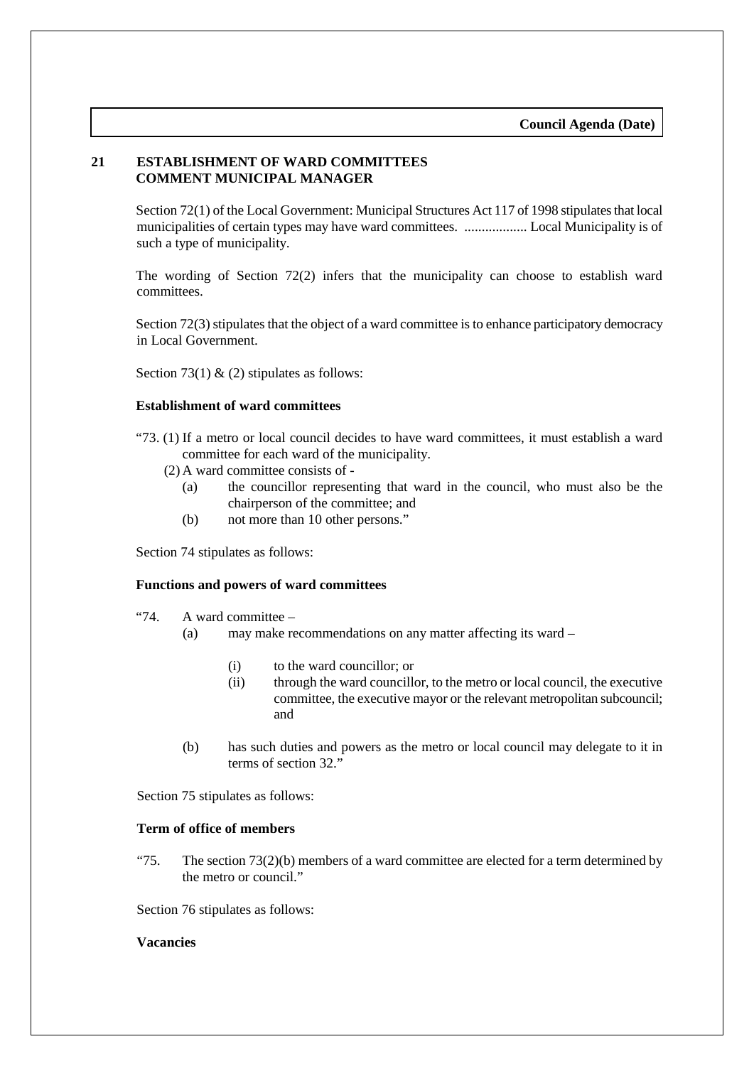## 21 ESTABLISHMENT OF WARD COMMITTEES
## COMMENT MUNICIPAL MANAGER

Section 72(1) of the Local Government: Municipal Structures Act 117 of 1998 stipulates that local municipalities of certain types may have ward committees. .................. Local Municipality is of such a type of municipality.

The wording of Section 72(2) infers that the municipality can choose to establish ward committees.

Section 72(3) stipulates that the object of a ward committee is to enhance participatory democracy in Local Government.

Section 73(1) & (2) stipulates as follows:

**Establishment of ward committees**

"73. (1) If a metro or local council decides to have ward committees, it must establish a ward committee for each ward of the municipality.

(2) A ward committee consists of -

- (a) the councillor representing that ward in the council, who must also be the chairperson of the committee; and
- (b) not more than 10 other persons."

Section 74 stipulates as follows:

**Functions and powers of ward committees**

"74. A ward committee –

- (a) may make recommendations on any matter affecting its ward –
  - (i) to the ward councillor; or
  - (ii) through the ward councillor, to the metro or local council, the executive committee, the executive mayor or the relevant metropolitan subcouncil; and
- (b) has such duties and powers as the metro or local council may delegate to it in terms of section 32."

Section 75 stipulates as follows:

**Term of office of members**

"75. The section 73(2)(b) members of a ward committee are elected for a term determined by the metro or council."

Section 76 stipulates as follows:

**Vacancies**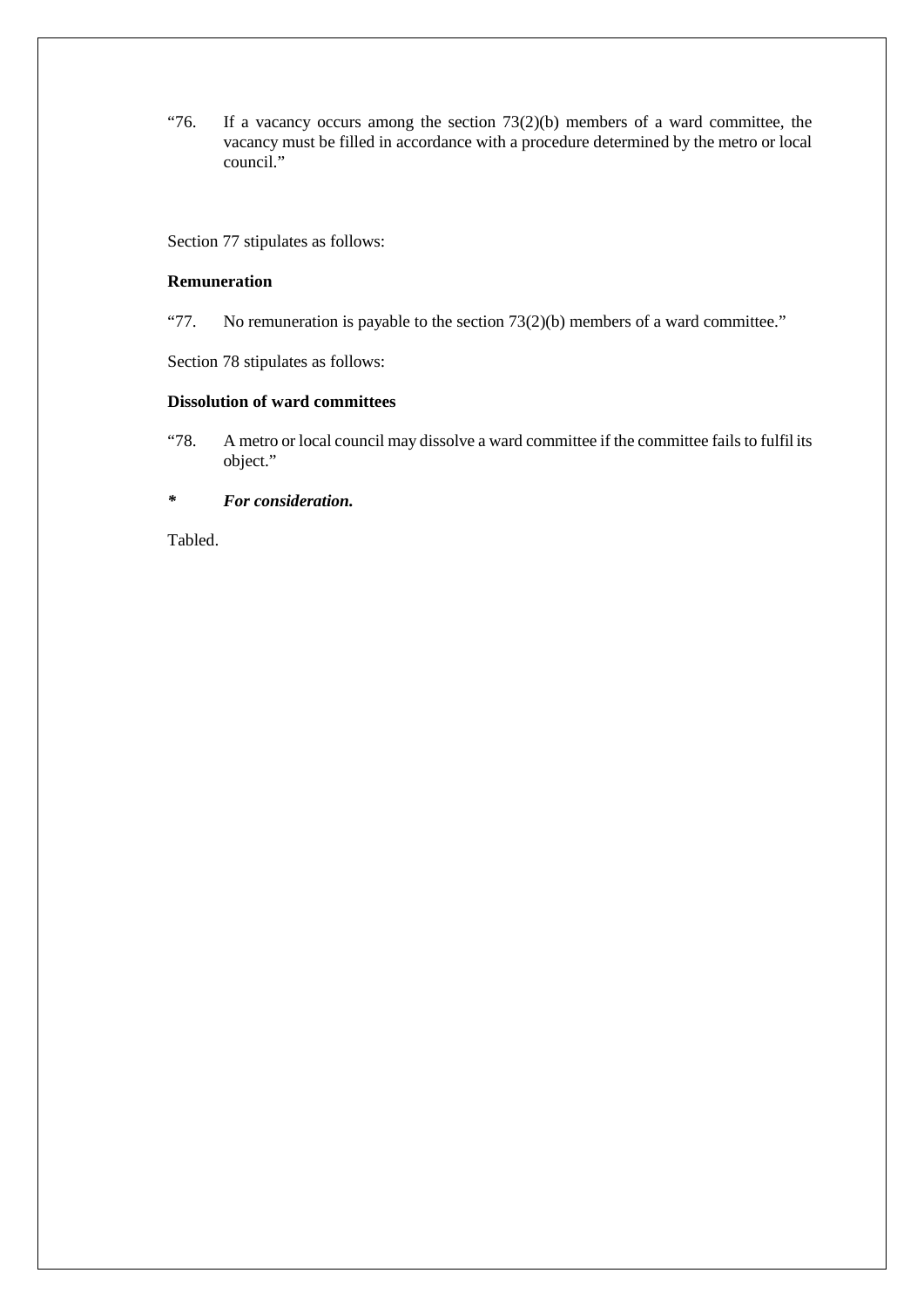"76. If a vacancy occurs among the section 73(2)(b) members of a ward committee, the vacancy must be filled in accordance with a procedure determined by the metro or local council."

Section 77 stipulates as follows:

**Remuneration**

"77. No remuneration is payable to the section 73(2)(b) members of a ward committee."

Section 78 stipulates as follows:

**Dissolution of ward committees**

"78. A metro or local council may dissolve a ward committee if the committee fails to fulfil its object."

***\* For consideration.***

Tabled.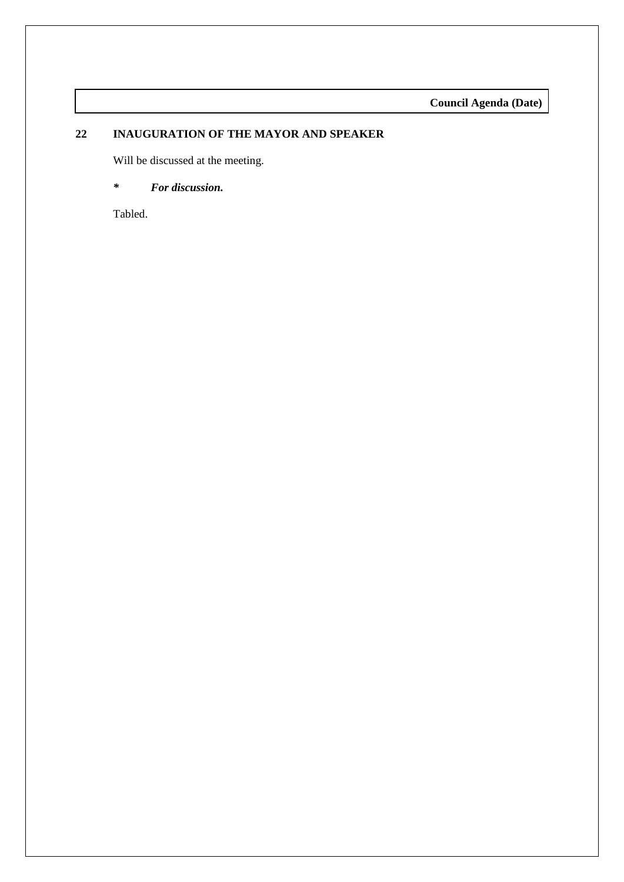## 22 INAUGURATION OF THE MAYOR AND SPEAKER

Will be discussed at the meeting.

***\*    For discussion.***

Tabled.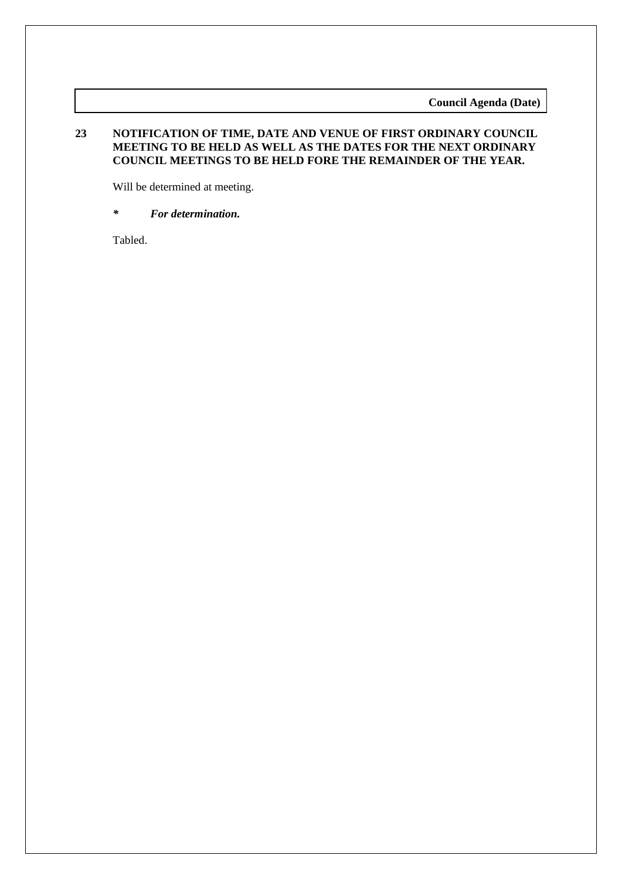## 23 NOTIFICATION OF TIME, DATE AND VENUE OF FIRST ORDINARY COUNCIL MEETING TO BE HELD AS WELL AS THE DATES FOR THE NEXT ORDINARY COUNCIL MEETINGS TO BE HELD FORE THE REMAINDER OF THE YEAR.

Will be determined at meeting.

***\* For determination.***

Tabled.